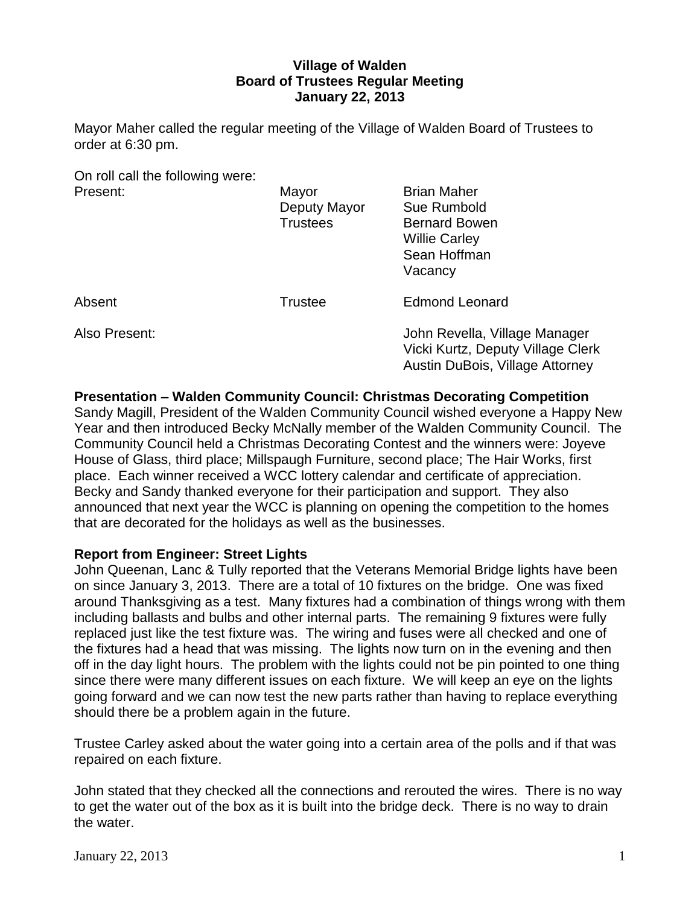**Village of Walden**
**Board of Trustees Regular Meeting**
**January 22, 2013**

Mayor Maher called the regular meeting of the Village of Walden Board of Trustees to order at 6:30 pm.

On roll call the following were:

| | | |
|---|---|---|
| Present: | Mayor | Brian Maher |
| | Deputy Mayor | Sue Rumbold |
| | Trustees | Bernard Bowen |
| | | Willie Carley |
| | | Sean Hoffman |
| | | Vacancy |
| Absent | Trustee | Edmond Leonard |
| Also Present: | | John Revella, Village Manager |
| | | Vicki Kurtz, Deputy Village Clerk |
| | | Austin DuBois, Village Attorney |

**Presentation – Walden Community Council: Christmas Decorating Competition**

Sandy Magill, President of the Walden Community Council wished everyone a Happy New Year and then introduced Becky McNally member of the Walden Community Council. The Community Council held a Christmas Decorating Contest and the winners were: Joyeve House of Glass, third place; Millspaugh Furniture, second place; The Hair Works, first place. Each winner received a WCC lottery calendar and certificate of appreciation. Becky and Sandy thanked everyone for their participation and support. They also announced that next year the WCC is planning on opening the competition to the homes that are decorated for the holidays as well as the businesses.

**Report from Engineer: Street Lights**

John Queenan, Lanc & Tully reported that the Veterans Memorial Bridge lights have been on since January 3, 2013. There are a total of 10 fixtures on the bridge. One was fixed around Thanksgiving as a test. Many fixtures had a combination of things wrong with them including ballasts and bulbs and other internal parts. The remaining 9 fixtures were fully replaced just like the test fixture was. The wiring and fuses were all checked and one of the fixtures had a head that was missing. The lights now turn on in the evening and then off in the day light hours. The problem with the lights could not be pin pointed to one thing since there were many different issues on each fixture. We will keep an eye on the lights going forward and we can now test the new parts rather than having to replace everything should there be a problem again in the future.

Trustee Carley asked about the water going into a certain area of the polls and if that was repaired on each fixture.

John stated that they checked all the connections and rerouted the wires. There is no way to get the water out of the box as it is built into the bridge deck. There is no way to drain the water.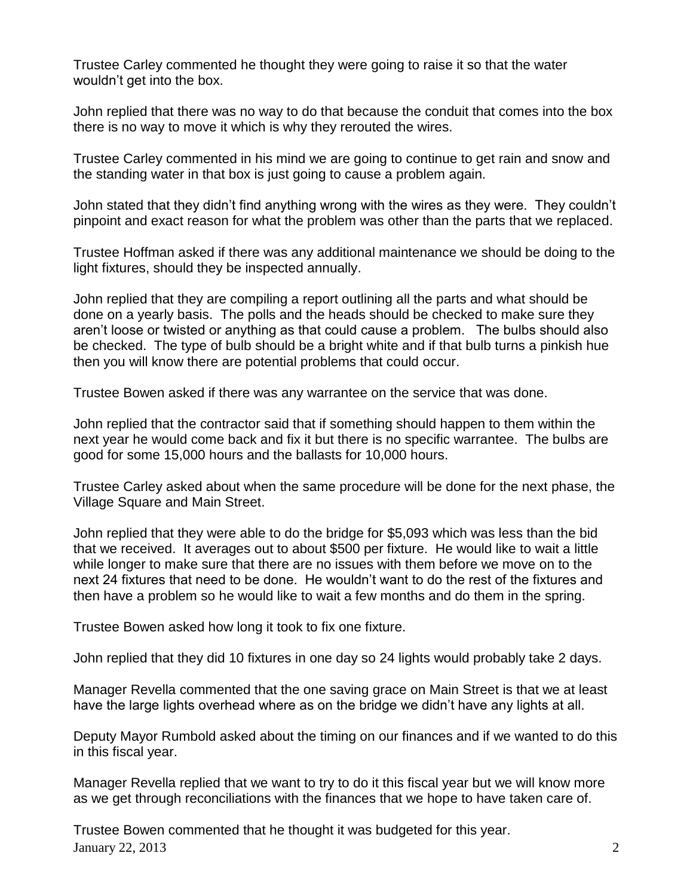Trustee Carley commented he thought they were going to raise it so that the water wouldn't get into the box.

John replied that there was no way to do that because the conduit that comes into the box there is no way to move it which is why they rerouted the wires.

Trustee Carley commented in his mind we are going to continue to get rain and snow and the standing water in that box is just going to cause a problem again.

John stated that they didn't find anything wrong with the wires as they were. They couldn't pinpoint and exact reason for what the problem was other than the parts that we replaced.

Trustee Hoffman asked if there was any additional maintenance we should be doing to the light fixtures, should they be inspected annually.

John replied that they are compiling a report outlining all the parts and what should be done on a yearly basis. The polls and the heads should be checked to make sure they aren't loose or twisted or anything as that could cause a problem. The bulbs should also be checked. The type of bulb should be a bright white and if that bulb turns a pinkish hue then you will know there are potential problems that could occur.

Trustee Bowen asked if there was any warrantee on the service that was done.

John replied that the contractor said that if something should happen to them within the next year he would come back and fix it but there is no specific warrantee. The bulbs are good for some 15,000 hours and the ballasts for 10,000 hours.

Trustee Carley asked about when the same procedure will be done for the next phase, the Village Square and Main Street.

John replied that they were able to do the bridge for $5,093 which was less than the bid that we received. It averages out to about $500 per fixture. He would like to wait a little while longer to make sure that there are no issues with them before we move on to the next 24 fixtures that need to be done. He wouldn't want to do the rest of the fixtures and then have a problem so he would like to wait a few months and do them in the spring.

Trustee Bowen asked how long it took to fix one fixture.

John replied that they did 10 fixtures in one day so 24 lights would probably take 2 days.

Manager Revella commented that the one saving grace on Main Street is that we at least have the large lights overhead where as on the bridge we didn't have any lights at all.

Deputy Mayor Rumbold asked about the timing on our finances and if we wanted to do this in this fiscal year.

Manager Revella replied that we want to try to do it this fiscal year but we will know more as we get through reconciliations with the finances that we hope to have taken care of.

Trustee Bowen commented that he thought it was budgeted for this year.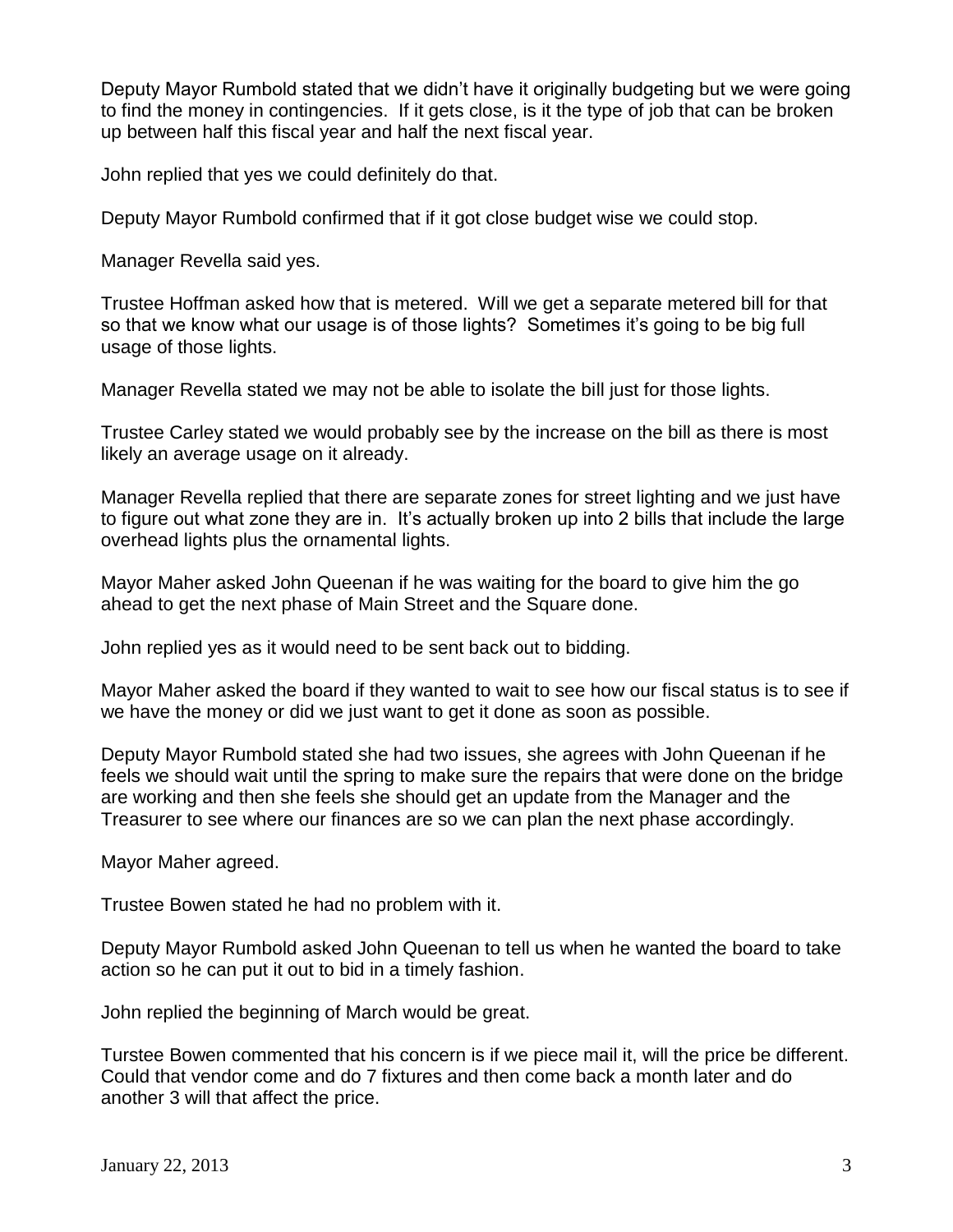Deputy Mayor Rumbold stated that we didn't have it originally budgeting but we were going to find the money in contingencies. If it gets close, is it the type of job that can be broken up between half this fiscal year and half the next fiscal year.

John replied that yes we could definitely do that.

Deputy Mayor Rumbold confirmed that if it got close budget wise we could stop.

Manager Revella said yes.

Trustee Hoffman asked how that is metered. Will we get a separate metered bill for that so that we know what our usage is of those lights? Sometimes it's going to be big full usage of those lights.

Manager Revella stated we may not be able to isolate the bill just for those lights.

Trustee Carley stated we would probably see by the increase on the bill as there is most likely an average usage on it already.

Manager Revella replied that there are separate zones for street lighting and we just have to figure out what zone they are in. It's actually broken up into 2 bills that include the large overhead lights plus the ornamental lights.

Mayor Maher asked John Queenan if he was waiting for the board to give him the go ahead to get the next phase of Main Street and the Square done.

John replied yes as it would need to be sent back out to bidding.

Mayor Maher asked the board if they wanted to wait to see how our fiscal status is to see if we have the money or did we just want to get it done as soon as possible.

Deputy Mayor Rumbold stated she had two issues, she agrees with John Queenan if he feels we should wait until the spring to make sure the repairs that were done on the bridge are working and then she feels she should get an update from the Manager and the Treasurer to see where our finances are so we can plan the next phase accordingly.

Mayor Maher agreed.

Trustee Bowen stated he had no problem with it.

Deputy Mayor Rumbold asked John Queenan to tell us when he wanted the board to take action so he can put it out to bid in a timely fashion.

John replied the beginning of March would be great.

Turstee Bowen commented that his concern is if we piece mail it, will the price be different. Could that vendor come and do 7 fixtures and then come back a month later and do another 3 will that affect the price.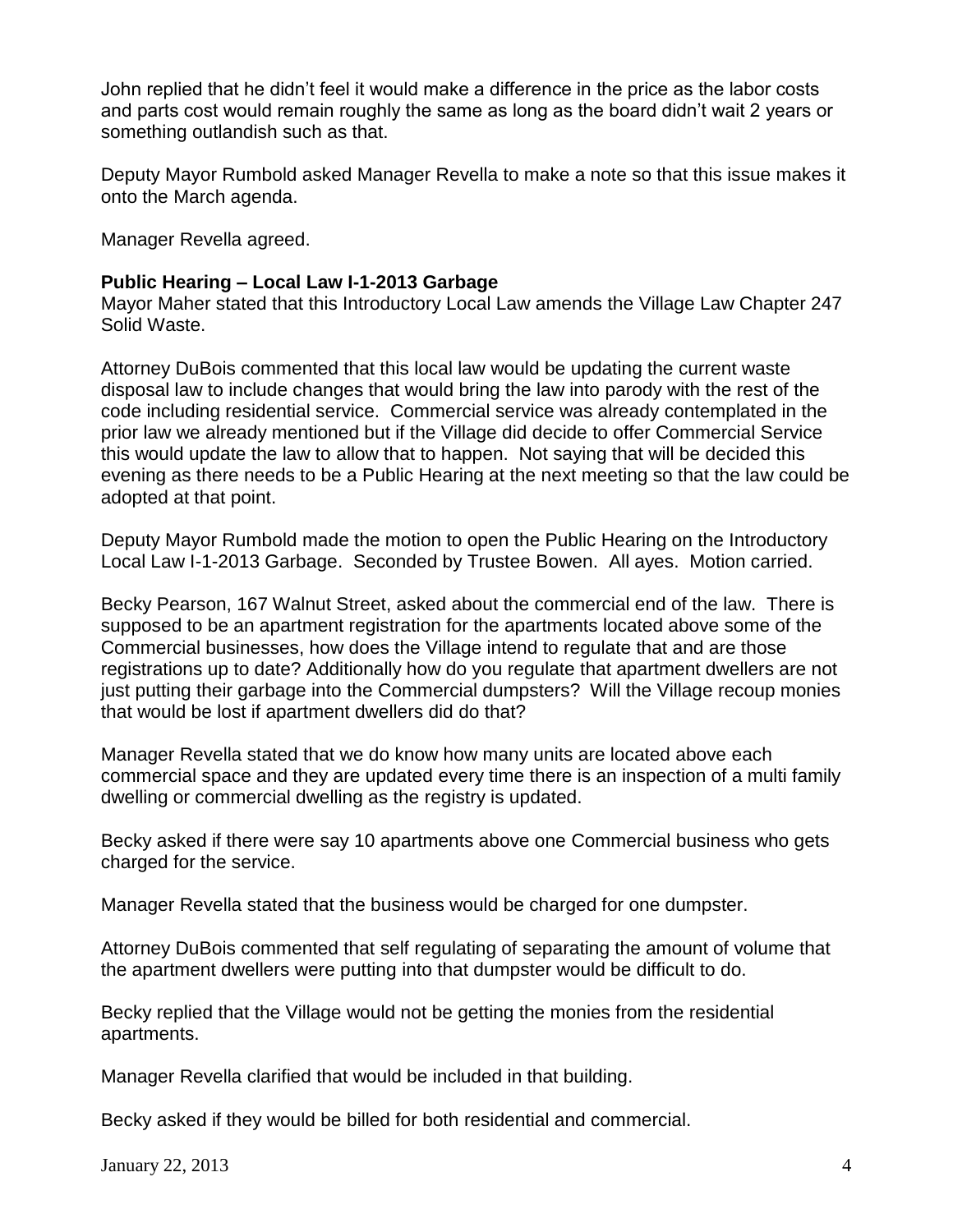John replied that he didn't feel it would make a difference in the price as the labor costs and parts cost would remain roughly the same as long as the board didn't wait 2 years or something outlandish such as that.

Deputy Mayor Rumbold asked Manager Revella to make a note so that this issue makes it onto the March agenda.

Manager Revella agreed.

**Public Hearing – Local Law I-1-2013 Garbage**

Mayor Maher stated that this Introductory Local Law amends the Village Law Chapter 247 Solid Waste.

Attorney DuBois commented that this local law would be updating the current waste disposal law to include changes that would bring the law into parody with the rest of the code including residential service. Commercial service was already contemplated in the prior law we already mentioned but if the Village did decide to offer Commercial Service this would update the law to allow that to happen. Not saying that will be decided this evening as there needs to be a Public Hearing at the next meeting so that the law could be adopted at that point.

Deputy Mayor Rumbold made the motion to open the Public Hearing on the Introductory Local Law I-1-2013 Garbage. Seconded by Trustee Bowen. All ayes. Motion carried.

Becky Pearson, 167 Walnut Street, asked about the commercial end of the law. There is supposed to be an apartment registration for the apartments located above some of the Commercial businesses, how does the Village intend to regulate that and are those registrations up to date? Additionally how do you regulate that apartment dwellers are not just putting their garbage into the Commercial dumpsters? Will the Village recoup monies that would be lost if apartment dwellers did do that?

Manager Revella stated that we do know how many units are located above each commercial space and they are updated every time there is an inspection of a multi family dwelling or commercial dwelling as the registry is updated.

Becky asked if there were say 10 apartments above one Commercial business who gets charged for the service.

Manager Revella stated that the business would be charged for one dumpster.

Attorney DuBois commented that self regulating of separating the amount of volume that the apartment dwellers were putting into that dumpster would be difficult to do.

Becky replied that the Village would not be getting the monies from the residential apartments.

Manager Revella clarified that would be included in that building.

Becky asked if they would be billed for both residential and commercial.

January 22, 2013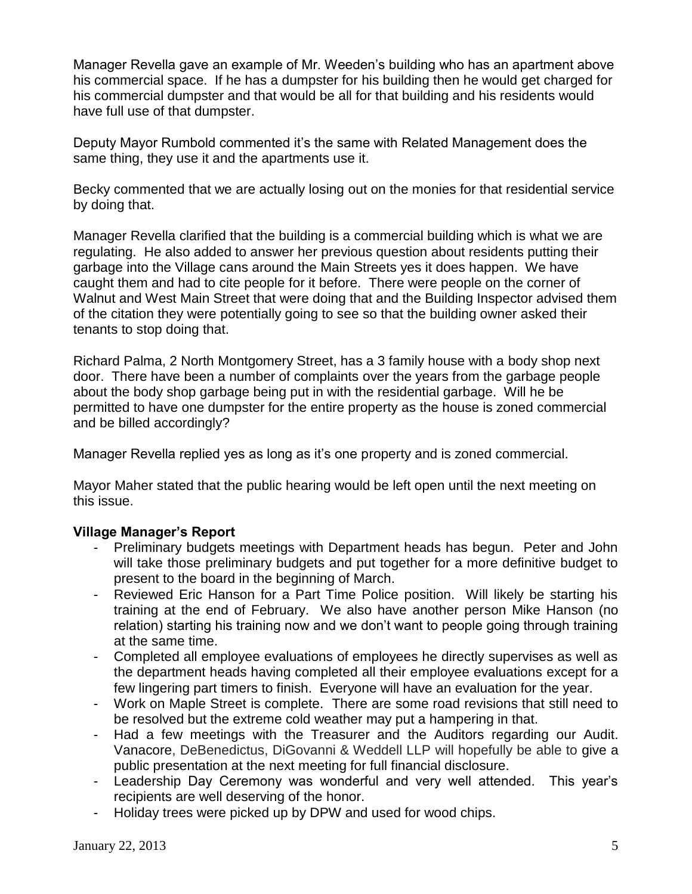Manager Revella gave an example of Mr. Weeden's building who has an apartment above his commercial space. If he has a dumpster for his building then he would get charged for his commercial dumpster and that would be all for that building and his residents would have full use of that dumpster.

Deputy Mayor Rumbold commented it's the same with Related Management does the same thing, they use it and the apartments use it.

Becky commented that we are actually losing out on the monies for that residential service by doing that.

Manager Revella clarified that the building is a commercial building which is what we are regulating. He also added to answer her previous question about residents putting their garbage into the Village cans around the Main Streets yes it does happen. We have caught them and had to cite people for it before. There were people on the corner of Walnut and West Main Street that were doing that and the Building Inspector advised them of the citation they were potentially going to see so that the building owner asked their tenants to stop doing that.

Richard Palma, 2 North Montgomery Street, has a 3 family house with a body shop next door. There have been a number of complaints over the years from the garbage people about the body shop garbage being put in with the residential garbage. Will he be permitted to have one dumpster for the entire property as the house is zoned commercial and be billed accordingly?

Manager Revella replied yes as long as it's one property and is zoned commercial.

Mayor Maher stated that the public hearing would be left open until the next meeting on this issue.

**Village Manager's Report**

- Preliminary budgets meetings with Department heads has begun. Peter and John will take those preliminary budgets and put together for a more definitive budget to present to the board in the beginning of March.
- Reviewed Eric Hanson for a Part Time Police position. Will likely be starting his training at the end of February. We also have another person Mike Hanson (no relation) starting his training now and we don't want to people going through training at the same time.
- Completed all employee evaluations of employees he directly supervises as well as the department heads having completed all their employee evaluations except for a few lingering part timers to finish. Everyone will have an evaluation for the year.
- Work on Maple Street is complete. There are some road revisions that still need to be resolved but the extreme cold weather may put a hampering in that.
- Had a few meetings with the Treasurer and the Auditors regarding our Audit. Vanacore, DeBenedictus, DiGovanni & Weddell LLP will hopefully be able to give a public presentation at the next meeting for full financial disclosure.
- Leadership Day Ceremony was wonderful and very well attended. This year's recipients are well deserving of the honor.
- Holiday trees were picked up by DPW and used for wood chips.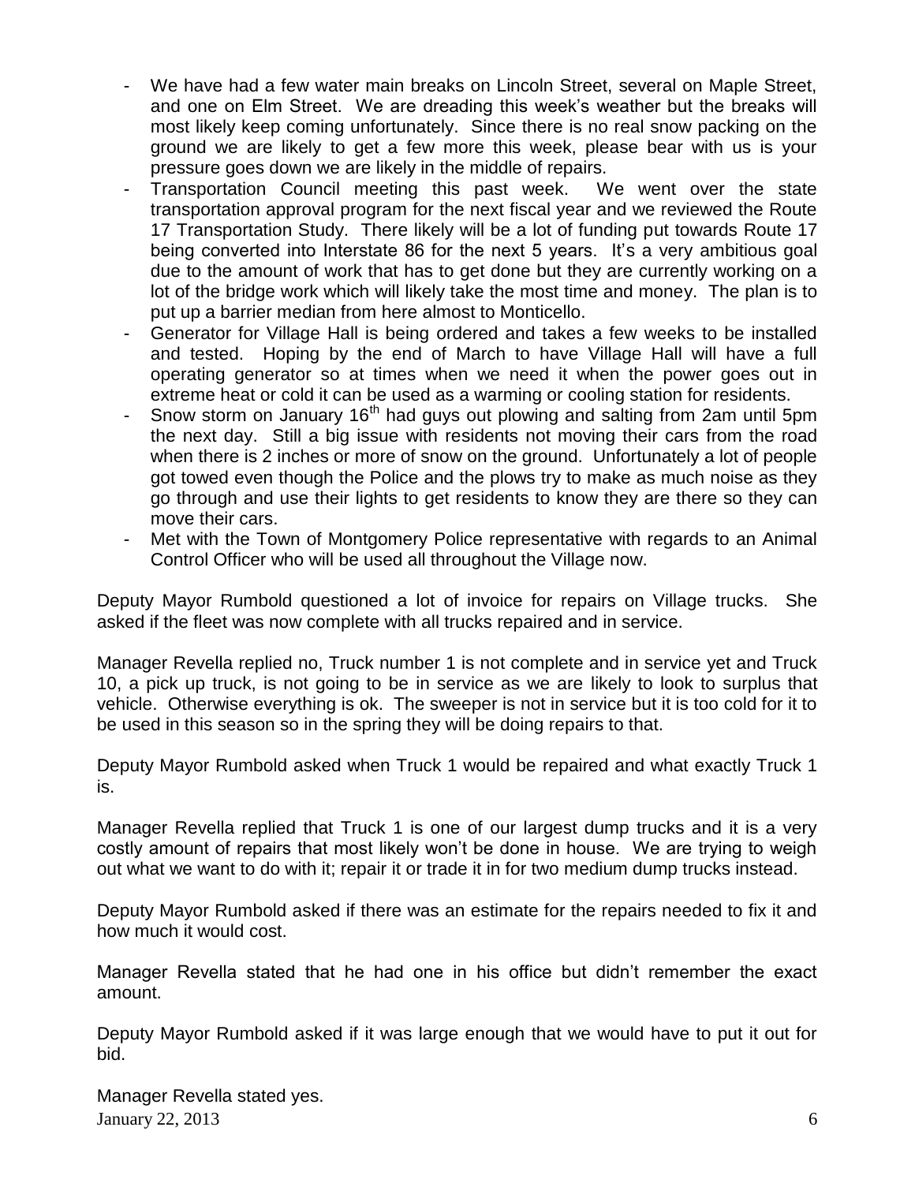- We have had a few water main breaks on Lincoln Street, several on Maple Street, and one on Elm Street. We are dreading this week's weather but the breaks will most likely keep coming unfortunately. Since there is no real snow packing on the ground we are likely to get a few more this week, please bear with us is your pressure goes down we are likely in the middle of repairs.
- Transportation Council meeting this past week. We went over the state transportation approval program for the next fiscal year and we reviewed the Route 17 Transportation Study. There likely will be a lot of funding put towards Route 17 being converted into Interstate 86 for the next 5 years. It's a very ambitious goal due to the amount of work that has to get done but they are currently working on a lot of the bridge work which will likely take the most time and money. The plan is to put up a barrier median from here almost to Monticello.
- Generator for Village Hall is being ordered and takes a few weeks to be installed and tested. Hoping by the end of March to have Village Hall will have a full operating generator so at times when we need it when the power goes out in extreme heat or cold it can be used as a warming or cooling station for residents.
- Snow storm on January 16th had guys out plowing and salting from 2am until 5pm the next day. Still a big issue with residents not moving their cars from the road when there is 2 inches or more of snow on the ground. Unfortunately a lot of people got towed even though the Police and the plows try to make as much noise as they go through and use their lights to get residents to know they are there so they can move their cars.
- Met with the Town of Montgomery Police representative with regards to an Animal Control Officer who will be used all throughout the Village now.

Deputy Mayor Rumbold questioned a lot of invoice for repairs on Village trucks. She asked if the fleet was now complete with all trucks repaired and in service.

Manager Revella replied no, Truck number 1 is not complete and in service yet and Truck 10, a pick up truck, is not going to be in service as we are likely to look to surplus that vehicle. Otherwise everything is ok. The sweeper is not in service but it is too cold for it to be used in this season so in the spring they will be doing repairs to that.

Deputy Mayor Rumbold asked when Truck 1 would be repaired and what exactly Truck 1 is.

Manager Revella replied that Truck 1 is one of our largest dump trucks and it is a very costly amount of repairs that most likely won't be done in house. We are trying to weigh out what we want to do with it; repair it or trade it in for two medium dump trucks instead.

Deputy Mayor Rumbold asked if there was an estimate for the repairs needed to fix it and how much it would cost.

Manager Revella stated that he had one in his office but didn't remember the exact amount.

Deputy Mayor Rumbold asked if it was large enough that we would have to put it out for bid.

Manager Revella stated yes.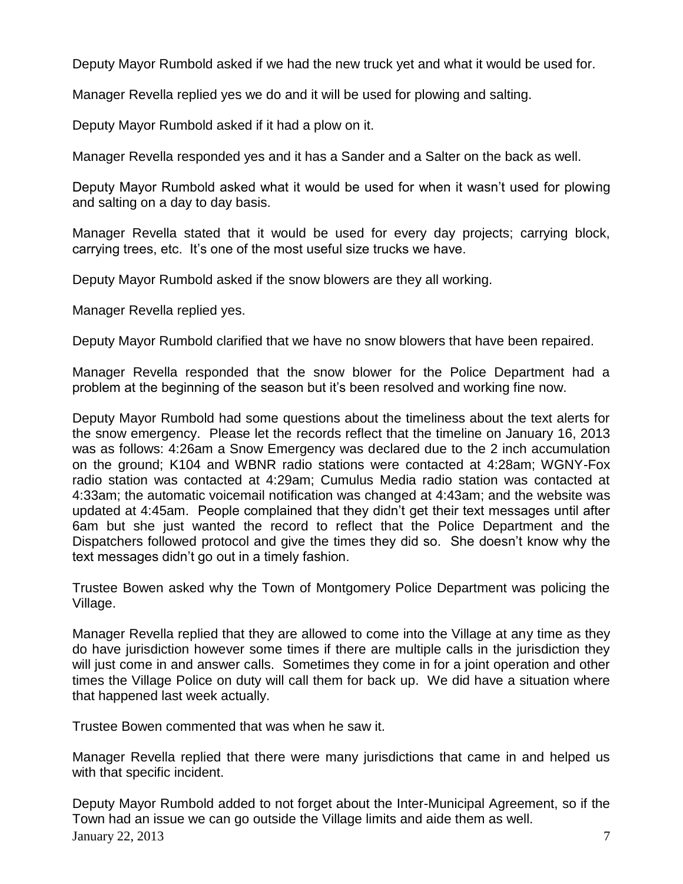Deputy Mayor Rumbold asked if we had the new truck yet and what it would be used for.

Manager Revella replied yes we do and it will be used for plowing and salting.

Deputy Mayor Rumbold asked if it had a plow on it.

Manager Revella responded yes and it has a Sander and a Salter on the back as well.

Deputy Mayor Rumbold asked what it would be used for when it wasn't used for plowing and salting on a day to day basis.

Manager Revella stated that it would be used for every day projects; carrying block, carrying trees, etc. It's one of the most useful size trucks we have.

Deputy Mayor Rumbold asked if the snow blowers are they all working.

Manager Revella replied yes.

Deputy Mayor Rumbold clarified that we have no snow blowers that have been repaired.

Manager Revella responded that the snow blower for the Police Department had a problem at the beginning of the season but it's been resolved and working fine now.

Deputy Mayor Rumbold had some questions about the timeliness about the text alerts for the snow emergency. Please let the records reflect that the timeline on January 16, 2013 was as follows: 4:26am a Snow Emergency was declared due to the 2 inch accumulation on the ground; K104 and WBNR radio stations were contacted at 4:28am; WGNY-Fox radio station was contacted at 4:29am; Cumulus Media radio station was contacted at 4:33am; the automatic voicemail notification was changed at 4:43am; and the website was updated at 4:45am. People complained that they didn't get their text messages until after 6am but she just wanted the record to reflect that the Police Department and the Dispatchers followed protocol and give the times they did so. She doesn't know why the text messages didn't go out in a timely fashion.

Trustee Bowen asked why the Town of Montgomery Police Department was policing the Village.

Manager Revella replied that they are allowed to come into the Village at any time as they do have jurisdiction however some times if there are multiple calls in the jurisdiction they will just come in and answer calls. Sometimes they come in for a joint operation and other times the Village Police on duty will call them for back up. We did have a situation where that happened last week actually.

Trustee Bowen commented that was when he saw it.

Manager Revella replied that there were many jurisdictions that came in and helped us with that specific incident.

Deputy Mayor Rumbold added to not forget about the Inter-Municipal Agreement, so if the Town had an issue we can go outside the Village limits and aide them as well.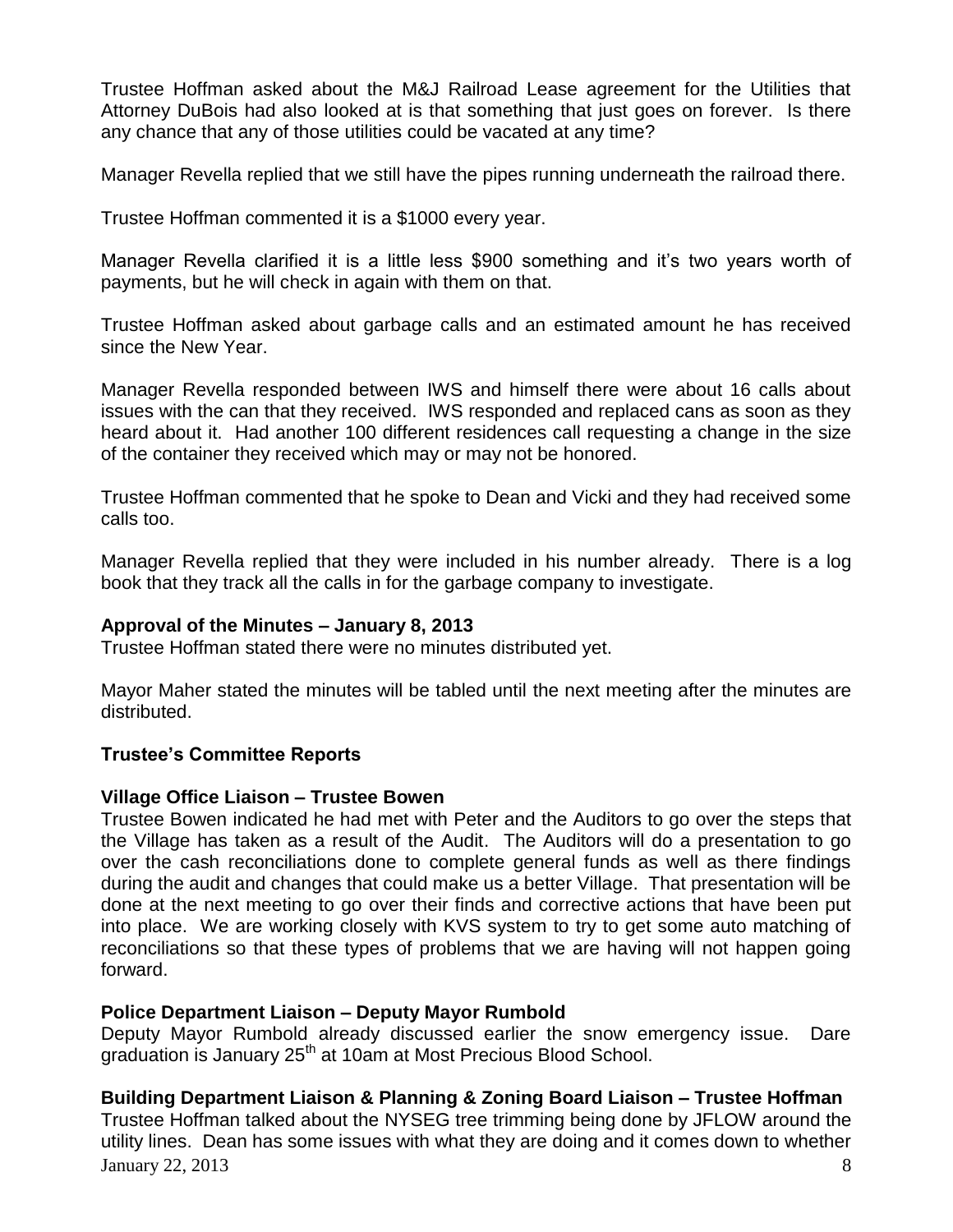Trustee Hoffman asked about the M&J Railroad Lease agreement for the Utilities that Attorney DuBois had also looked at is that something that just goes on forever. Is there any chance that any of those utilities could be vacated at any time?

Manager Revella replied that we still have the pipes running underneath the railroad there.

Trustee Hoffman commented it is a $1000 every year.

Manager Revella clarified it is a little less $900 something and it's two years worth of payments, but he will check in again with them on that.

Trustee Hoffman asked about garbage calls and an estimated amount he has received since the New Year.

Manager Revella responded between IWS and himself there were about 16 calls about issues with the can that they received. IWS responded and replaced cans as soon as they heard about it. Had another 100 different residences call requesting a change in the size of the container they received which may or may not be honored.

Trustee Hoffman commented that he spoke to Dean and Vicki and they had received some calls too.

Manager Revella replied that they were included in his number already. There is a log book that they track all the calls in for the garbage company to investigate.

**Approval of the Minutes – January 8, 2013**

Trustee Hoffman stated there were no minutes distributed yet.

Mayor Maher stated the minutes will be tabled until the next meeting after the minutes are distributed.

**Trustee's Committee Reports**

**Village Office Liaison – Trustee Bowen**

Trustee Bowen indicated he had met with Peter and the Auditors to go over the steps that the Village has taken as a result of the Audit. The Auditors will do a presentation to go over the cash reconciliations done to complete general funds as well as there findings during the audit and changes that could make us a better Village. That presentation will be done at the next meeting to go over their finds and corrective actions that have been put into place. We are working closely with KVS system to try to get some auto matching of reconciliations so that these types of problems that we are having will not happen going forward.

**Police Department Liaison – Deputy Mayor Rumbold**

Deputy Mayor Rumbold already discussed earlier the snow emergency issue. Dare graduation is January 25th at 10am at Most Precious Blood School.

**Building Department Liaison & Planning & Zoning Board Liaison – Trustee Hoffman**

Trustee Hoffman talked about the NYSEG tree trimming being done by JFLOW around the utility lines. Dean has some issues with what they are doing and it comes down to whether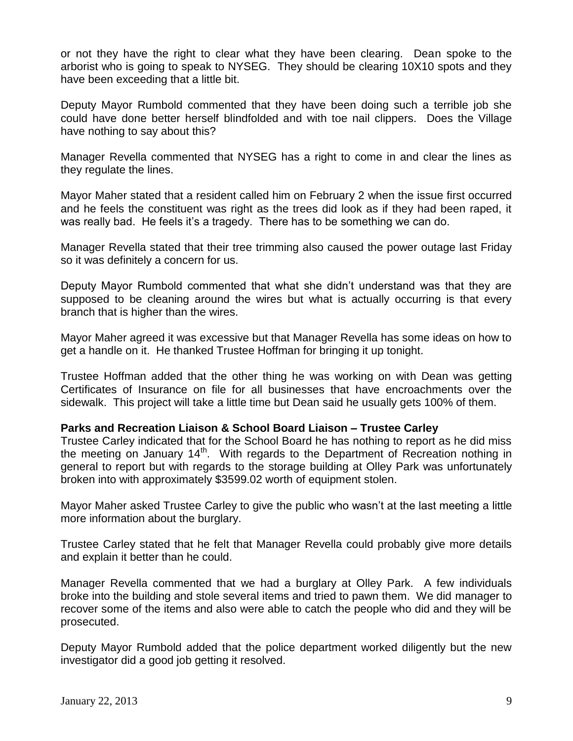or not they have the right to clear what they have been clearing. Dean spoke to the arborist who is going to speak to NYSEG. They should be clearing 10X10 spots and they have been exceeding that a little bit.

Deputy Mayor Rumbold commented that they have been doing such a terrible job she could have done better herself blindfolded and with toe nail clippers. Does the Village have nothing to say about this?

Manager Revella commented that NYSEG has a right to come in and clear the lines as they regulate the lines.

Mayor Maher stated that a resident called him on February 2 when the issue first occurred and he feels the constituent was right as the trees did look as if they had been raped, it was really bad. He feels it's a tragedy. There has to be something we can do.

Manager Revella stated that their tree trimming also caused the power outage last Friday so it was definitely a concern for us.

Deputy Mayor Rumbold commented that what she didn't understand was that they are supposed to be cleaning around the wires but what is actually occurring is that every branch that is higher than the wires.

Mayor Maher agreed it was excessive but that Manager Revella has some ideas on how to get a handle on it. He thanked Trustee Hoffman for bringing it up tonight.

Trustee Hoffman added that the other thing he was working on with Dean was getting Certificates of Insurance on file for all businesses that have encroachments over the sidewalk. This project will take a little time but Dean said he usually gets 100% of them.

**Parks and Recreation Liaison & School Board Liaison – Trustee Carley**

Trustee Carley indicated that for the School Board he has nothing to report as he did miss the meeting on January 14th. With regards to the Department of Recreation nothing in general to report but with regards to the storage building at Olley Park was unfortunately broken into with approximately $3599.02 worth of equipment stolen.

Mayor Maher asked Trustee Carley to give the public who wasn't at the last meeting a little more information about the burglary.

Trustee Carley stated that he felt that Manager Revella could probably give more details and explain it better than he could.

Manager Revella commented that we had a burglary at Olley Park. A few individuals broke into the building and stole several items and tried to pawn them. We did manager to recover some of the items and also were able to catch the people who did and they will be prosecuted.

Deputy Mayor Rumbold added that the police department worked diligently but the new investigator did a good job getting it resolved.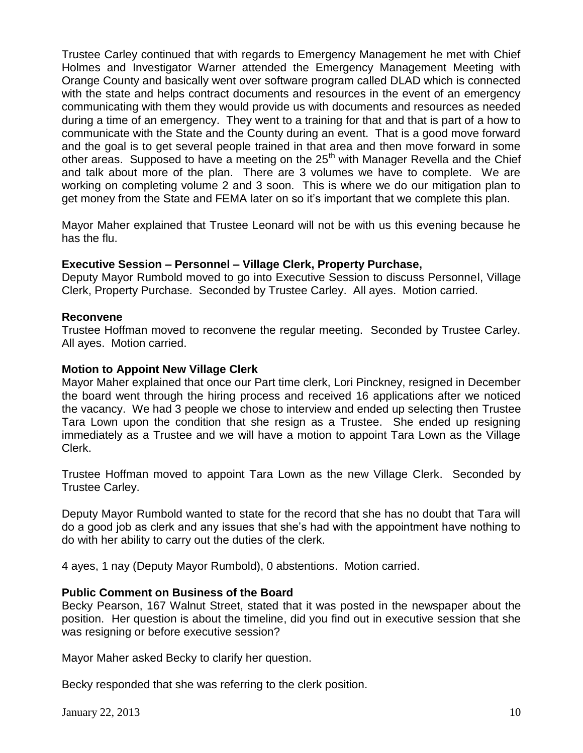Trustee Carley continued that with regards to Emergency Management he met with Chief Holmes and Investigator Warner attended the Emergency Management Meeting with Orange County and basically went over software program called DLAD which is connected with the state and helps contract documents and resources in the event of an emergency communicating with them they would provide us with documents and resources as needed during a time of an emergency. They went to a training for that and that is part of a how to communicate with the State and the County during an event. That is a good move forward and the goal is to get several people trained in that area and then move forward in some other areas. Supposed to have a meeting on the 25th with Manager Revella and the Chief and talk about more of the plan. There are 3 volumes we have to complete. We are working on completing volume 2 and 3 soon. This is where we do our mitigation plan to get money from the State and FEMA later on so it's important that we complete this plan.

Mayor Maher explained that Trustee Leonard will not be with us this evening because he has the flu.

**Executive Session – Personnel – Village Clerk, Property Purchase,**
Deputy Mayor Rumbold moved to go into Executive Session to discuss Personnel, Village Clerk, Property Purchase. Seconded by Trustee Carley. All ayes. Motion carried.

**Reconvene**
Trustee Hoffman moved to reconvene the regular meeting. Seconded by Trustee Carley. All ayes. Motion carried.

**Motion to Appoint New Village Clerk**
Mayor Maher explained that once our Part time clerk, Lori Pinckney, resigned in December the board went through the hiring process and received 16 applications after we noticed the vacancy. We had 3 people we chose to interview and ended up selecting then Trustee Tara Lown upon the condition that she resign as a Trustee. She ended up resigning immediately as a Trustee and we will have a motion to appoint Tara Lown as the Village Clerk.

Trustee Hoffman moved to appoint Tara Lown as the new Village Clerk. Seconded by Trustee Carley.

Deputy Mayor Rumbold wanted to state for the record that she has no doubt that Tara will do a good job as clerk and any issues that she's had with the appointment have nothing to do with her ability to carry out the duties of the clerk.

4 ayes, 1 nay (Deputy Mayor Rumbold), 0 abstentions. Motion carried.

**Public Comment on Business of the Board**
Becky Pearson, 167 Walnut Street, stated that it was posted in the newspaper about the position. Her question is about the timeline, did you find out in executive session that she was resigning or before executive session?

Mayor Maher asked Becky to clarify her question.

Becky responded that she was referring to the clerk position.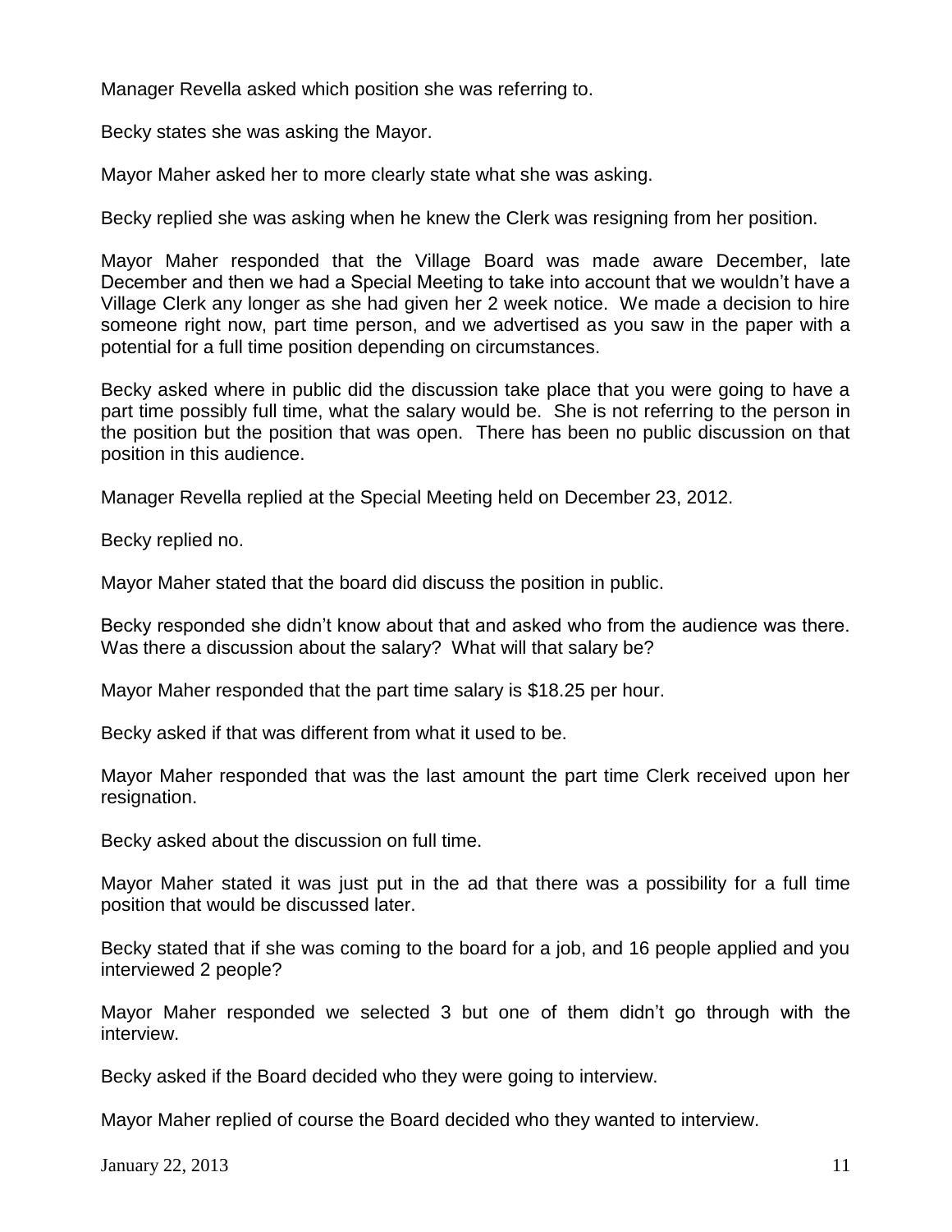Manager Revella asked which position she was referring to.

Becky states she was asking the Mayor.

Mayor Maher asked her to more clearly state what she was asking.

Becky replied she was asking when he knew the Clerk was resigning from her position.

Mayor Maher responded that the Village Board was made aware December, late December and then we had a Special Meeting to take into account that we wouldn't have a Village Clerk any longer as she had given her 2 week notice. We made a decision to hire someone right now, part time person, and we advertised as you saw in the paper with a potential for a full time position depending on circumstances.

Becky asked where in public did the discussion take place that you were going to have a part time possibly full time, what the salary would be. She is not referring to the person in the position but the position that was open. There has been no public discussion on that position in this audience.

Manager Revella replied at the Special Meeting held on December 23, 2012.

Becky replied no.

Mayor Maher stated that the board did discuss the position in public.

Becky responded she didn't know about that and asked who from the audience was there. Was there a discussion about the salary? What will that salary be?

Mayor Maher responded that the part time salary is $18.25 per hour.

Becky asked if that was different from what it used to be.

Mayor Maher responded that was the last amount the part time Clerk received upon her resignation.

Becky asked about the discussion on full time.

Mayor Maher stated it was just put in the ad that there was a possibility for a full time position that would be discussed later.

Becky stated that if she was coming to the board for a job, and 16 people applied and you interviewed 2 people?

Mayor Maher responded we selected 3 but one of them didn't go through with the interview.

Becky asked if the Board decided who they were going to interview.

Mayor Maher replied of course the Board decided who they wanted to interview.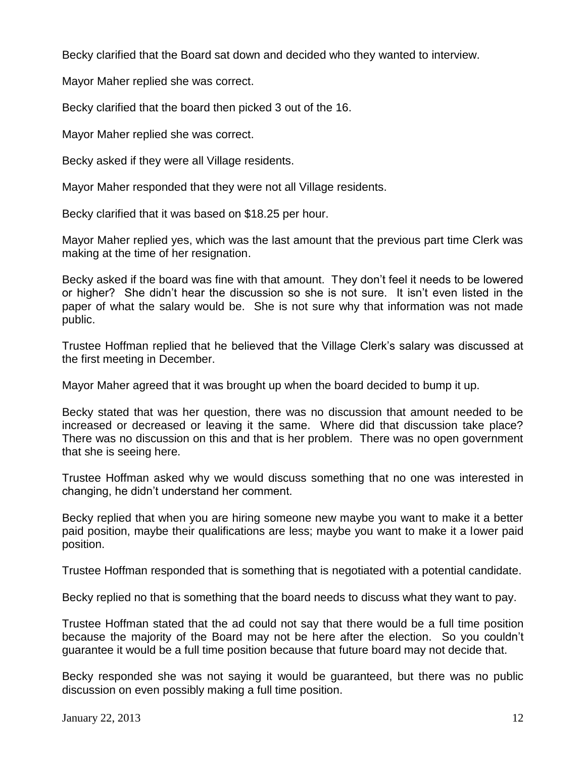Becky clarified that the Board sat down and decided who they wanted to interview.

Mayor Maher replied she was correct.

Becky clarified that the board then picked 3 out of the 16.

Mayor Maher replied she was correct.

Becky asked if they were all Village residents.

Mayor Maher responded that they were not all Village residents.

Becky clarified that it was based on $18.25 per hour.

Mayor Maher replied yes, which was the last amount that the previous part time Clerk was making at the time of her resignation.

Becky asked if the board was fine with that amount. They don't feel it needs to be lowered or higher? She didn't hear the discussion so she is not sure. It isn't even listed in the paper of what the salary would be. She is not sure why that information was not made public.

Trustee Hoffman replied that he believed that the Village Clerk's salary was discussed at the first meeting in December.

Mayor Maher agreed that it was brought up when the board decided to bump it up.

Becky stated that was her question, there was no discussion that amount needed to be increased or decreased or leaving it the same. Where did that discussion take place? There was no discussion on this and that is her problem. There was no open government that she is seeing here.

Trustee Hoffman asked why we would discuss something that no one was interested in changing, he didn't understand her comment.

Becky replied that when you are hiring someone new maybe you want to make it a better paid position, maybe their qualifications are less; maybe you want to make it a lower paid position.

Trustee Hoffman responded that is something that is negotiated with a potential candidate.

Becky replied no that is something that the board needs to discuss what they want to pay.

Trustee Hoffman stated that the ad could not say that there would be a full time position because the majority of the Board may not be here after the election. So you couldn't guarantee it would be a full time position because that future board may not decide that.

Becky responded she was not saying it would be guaranteed, but there was no public discussion on even possibly making a full time position.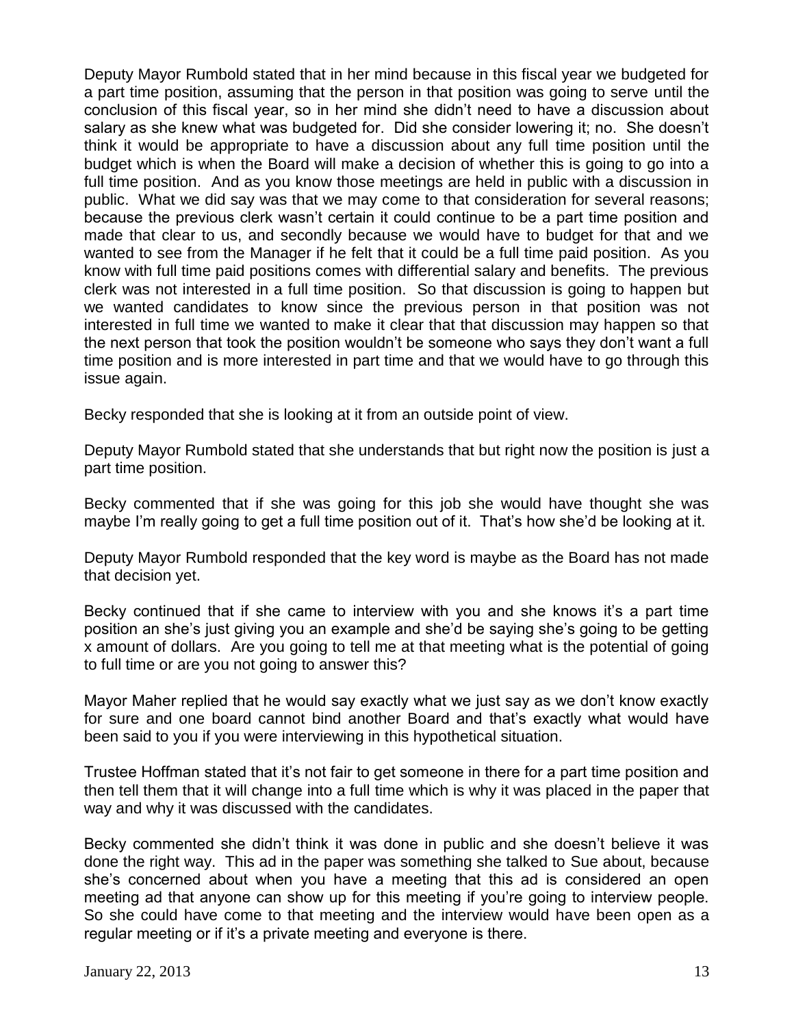Deputy Mayor Rumbold stated that in her mind because in this fiscal year we budgeted for a part time position, assuming that the person in that position was going to serve until the conclusion of this fiscal year, so in her mind she didn't need to have a discussion about salary as she knew what was budgeted for. Did she consider lowering it; no. She doesn't think it would be appropriate to have a discussion about any full time position until the budget which is when the Board will make a decision of whether this is going to go into a full time position. And as you know those meetings are held in public with a discussion in public. What we did say was that we may come to that consideration for several reasons; because the previous clerk wasn't certain it could continue to be a part time position and made that clear to us, and secondly because we would have to budget for that and we wanted to see from the Manager if he felt that it could be a full time paid position. As you know with full time paid positions comes with differential salary and benefits. The previous clerk was not interested in a full time position. So that discussion is going to happen but we wanted candidates to know since the previous person in that position was not interested in full time we wanted to make it clear that that discussion may happen so that the next person that took the position wouldn't be someone who says they don't want a full time position and is more interested in part time and that we would have to go through this issue again.

Becky responded that she is looking at it from an outside point of view.

Deputy Mayor Rumbold stated that she understands that but right now the position is just a part time position.

Becky commented that if she was going for this job she would have thought she was maybe I'm really going to get a full time position out of it. That's how she'd be looking at it.

Deputy Mayor Rumbold responded that the key word is maybe as the Board has not made that decision yet.

Becky continued that if she came to interview with you and she knows it's a part time position an she's just giving you an example and she'd be saying she's going to be getting x amount of dollars. Are you going to tell me at that meeting what is the potential of going to full time or are you not going to answer this?

Mayor Maher replied that he would say exactly what we just say as we don't know exactly for sure and one board cannot bind another Board and that's exactly what would have been said to you if you were interviewing in this hypothetical situation.

Trustee Hoffman stated that it's not fair to get someone in there for a part time position and then tell them that it will change into a full time which is why it was placed in the paper that way and why it was discussed with the candidates.

Becky commented she didn't think it was done in public and she doesn't believe it was done the right way. This ad in the paper was something she talked to Sue about, because she's concerned about when you have a meeting that this ad is considered an open meeting ad that anyone can show up for this meeting if you're going to interview people. So she could have come to that meeting and the interview would have been open as a regular meeting or if it's a private meeting and everyone is there.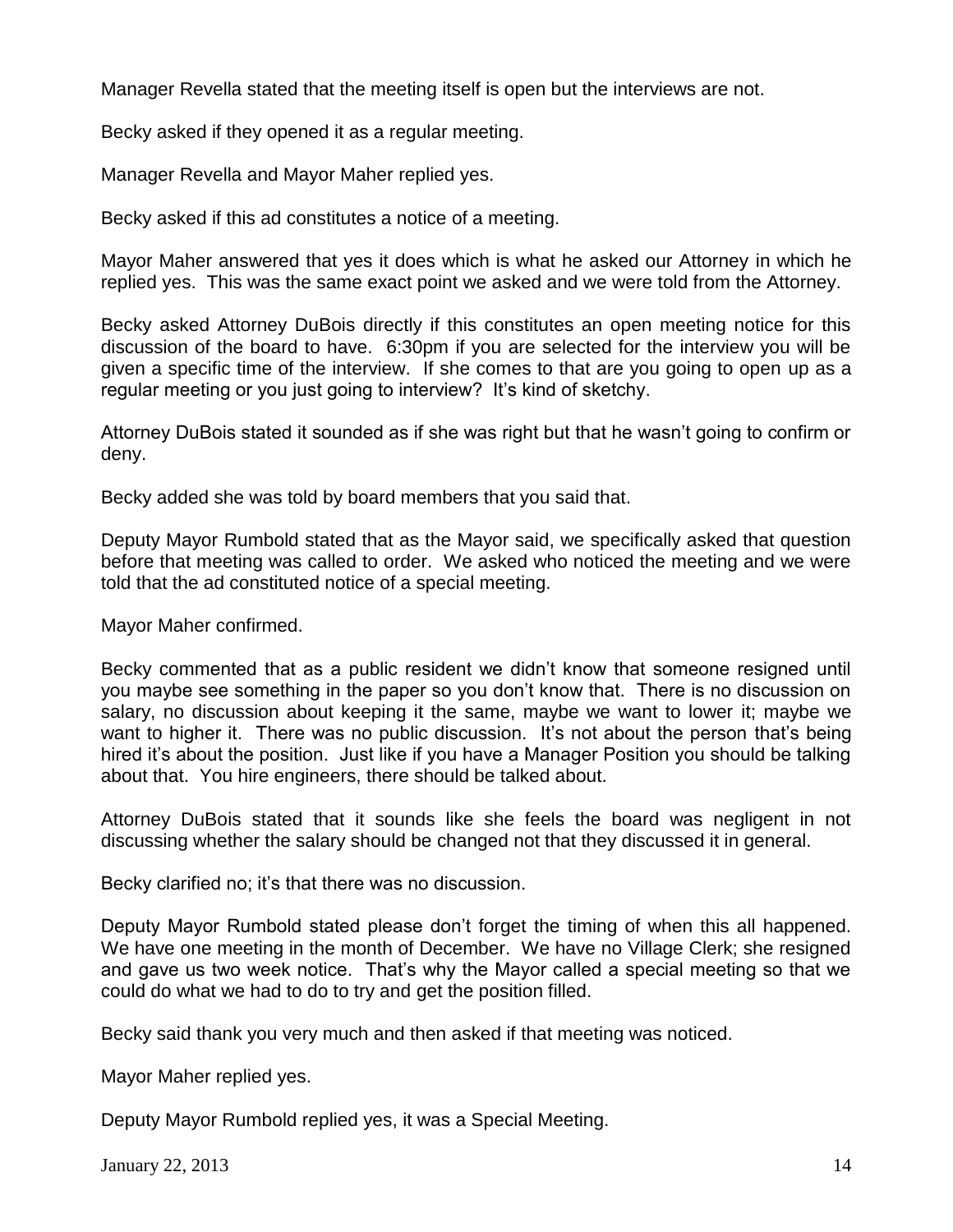Manager Revella stated that the meeting itself is open but the interviews are not.

Becky asked if they opened it as a regular meeting.

Manager Revella and Mayor Maher replied yes.

Becky asked if this ad constitutes a notice of a meeting.

Mayor Maher answered that yes it does which is what he asked our Attorney in which he replied yes. This was the same exact point we asked and we were told from the Attorney.

Becky asked Attorney DuBois directly if this constitutes an open meeting notice for this discussion of the board to have. 6:30pm if you are selected for the interview you will be given a specific time of the interview. If she comes to that are you going to open up as a regular meeting or you just going to interview? It's kind of sketchy.

Attorney DuBois stated it sounded as if she was right but that he wasn't going to confirm or deny.

Becky added she was told by board members that you said that.

Deputy Mayor Rumbold stated that as the Mayor said, we specifically asked that question before that meeting was called to order. We asked who noticed the meeting and we were told that the ad constituted notice of a special meeting.

Mayor Maher confirmed.

Becky commented that as a public resident we didn't know that someone resigned until you maybe see something in the paper so you don't know that. There is no discussion on salary, no discussion about keeping it the same, maybe we want to lower it; maybe we want to higher it. There was no public discussion. It's not about the person that's being hired it's about the position. Just like if you have a Manager Position you should be talking about that. You hire engineers, there should be talked about.

Attorney DuBois stated that it sounds like she feels the board was negligent in not discussing whether the salary should be changed not that they discussed it in general.

Becky clarified no; it's that there was no discussion.

Deputy Mayor Rumbold stated please don't forget the timing of when this all happened. We have one meeting in the month of December. We have no Village Clerk; she resigned and gave us two week notice. That's why the Mayor called a special meeting so that we could do what we had to do to try and get the position filled.

Becky said thank you very much and then asked if that meeting was noticed.

Mayor Maher replied yes.

Deputy Mayor Rumbold replied yes, it was a Special Meeting.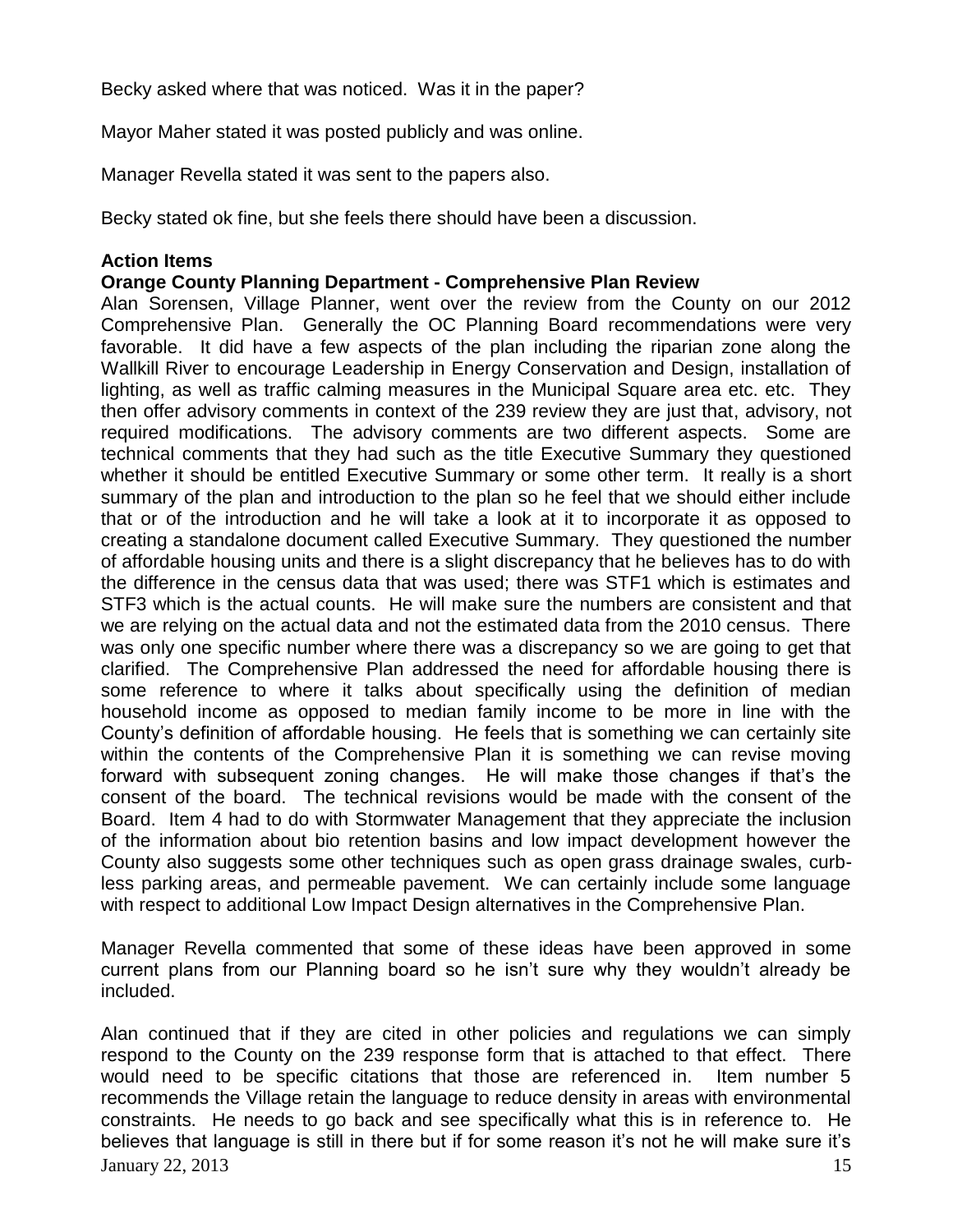Becky asked where that was noticed. Was it in the paper?

Mayor Maher stated it was posted publicly and was online.

Manager Revella stated it was sent to the papers also.

Becky stated ok fine, but she feels there should have been a discussion.

**Action Items**

**Orange County Planning Department - Comprehensive Plan Review**

Alan Sorensen, Village Planner, went over the review from the County on our 2012 Comprehensive Plan. Generally the OC Planning Board recommendations were very favorable. It did have a few aspects of the plan including the riparian zone along the Wallkill River to encourage Leadership in Energy Conservation and Design, installation of lighting, as well as traffic calming measures in the Municipal Square area etc. etc. They then offer advisory comments in context of the 239 review they are just that, advisory, not required modifications. The advisory comments are two different aspects. Some are technical comments that they had such as the title Executive Summary they questioned whether it should be entitled Executive Summary or some other term. It really is a short summary of the plan and introduction to the plan so he feel that we should either include that or of the introduction and he will take a look at it to incorporate it as opposed to creating a standalone document called Executive Summary. They questioned the number of affordable housing units and there is a slight discrepancy that he believes has to do with the difference in the census data that was used; there was STF1 which is estimates and STF3 which is the actual counts. He will make sure the numbers are consistent and that we are relying on the actual data and not the estimated data from the 2010 census. There was only one specific number where there was a discrepancy so we are going to get that clarified. The Comprehensive Plan addressed the need for affordable housing there is some reference to where it talks about specifically using the definition of median household income as opposed to median family income to be more in line with the County's definition of affordable housing. He feels that is something we can certainly site within the contents of the Comprehensive Plan it is something we can revise moving forward with subsequent zoning changes. He will make those changes if that's the consent of the board. The technical revisions would be made with the consent of the Board. Item 4 had to do with Stormwater Management that they appreciate the inclusion of the information about bio retention basins and low impact development however the County also suggests some other techniques such as open grass drainage swales, curb-less parking areas, and permeable pavement. We can certainly include some language with respect to additional Low Impact Design alternatives in the Comprehensive Plan.

Manager Revella commented that some of these ideas have been approved in some current plans from our Planning board so he isn't sure why they wouldn't already be included.

Alan continued that if they are cited in other policies and regulations we can simply respond to the County on the 239 response form that is attached to that effect. There would need to be specific citations that those are referenced in. Item number 5 recommends the Village retain the language to reduce density in areas with environmental constraints. He needs to go back and see specifically what this is in reference to. He believes that language is still in there but if for some reason it's not he will make sure it's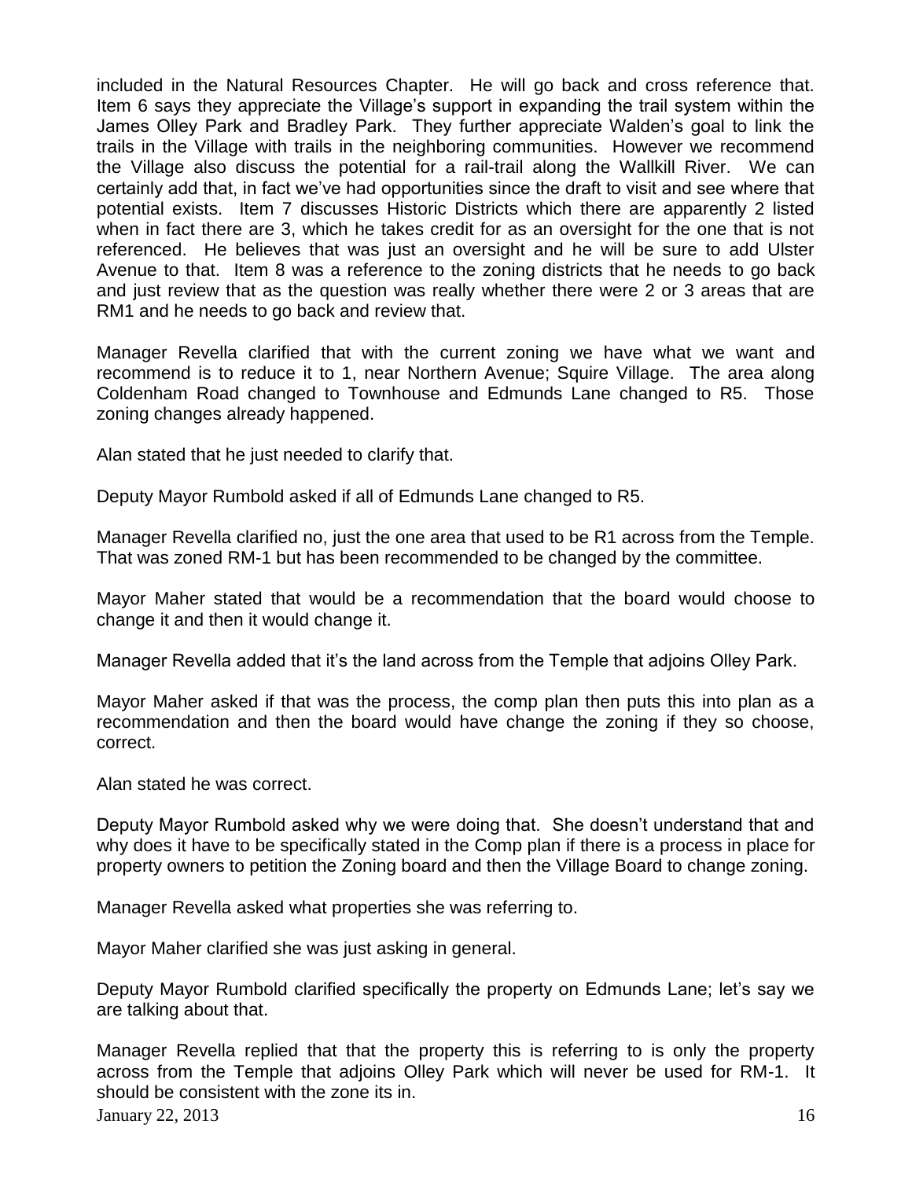included in the Natural Resources Chapter. He will go back and cross reference that. Item 6 says they appreciate the Village's support in expanding the trail system within the James Olley Park and Bradley Park. They further appreciate Walden's goal to link the trails in the Village with trails in the neighboring communities. However we recommend the Village also discuss the potential for a rail-trail along the Wallkill River. We can certainly add that, in fact we've had opportunities since the draft to visit and see where that potential exists. Item 7 discusses Historic Districts which there are apparently 2 listed when in fact there are 3, which he takes credit for as an oversight for the one that is not referenced. He believes that was just an oversight and he will be sure to add Ulster Avenue to that. Item 8 was a reference to the zoning districts that he needs to go back and just review that as the question was really whether there were 2 or 3 areas that are RM1 and he needs to go back and review that.

Manager Revella clarified that with the current zoning we have what we want and recommend is to reduce it to 1, near Northern Avenue; Squire Village. The area along Coldenham Road changed to Townhouse and Edmunds Lane changed to R5. Those zoning changes already happened.

Alan stated that he just needed to clarify that.

Deputy Mayor Rumbold asked if all of Edmunds Lane changed to R5.

Manager Revella clarified no, just the one area that used to be R1 across from the Temple. That was zoned RM-1 but has been recommended to be changed by the committee.

Mayor Maher stated that would be a recommendation that the board would choose to change it and then it would change it.

Manager Revella added that it's the land across from the Temple that adjoins Olley Park.

Mayor Maher asked if that was the process, the comp plan then puts this into plan as a recommendation and then the board would have change the zoning if they so choose, correct.

Alan stated he was correct.

Deputy Mayor Rumbold asked why we were doing that. She doesn't understand that and why does it have to be specifically stated in the Comp plan if there is a process in place for property owners to petition the Zoning board and then the Village Board to change zoning.

Manager Revella asked what properties she was referring to.

Mayor Maher clarified she was just asking in general.

Deputy Mayor Rumbold clarified specifically the property on Edmunds Lane; let's say we are talking about that.

Manager Revella replied that that the property this is referring to is only the property across from the Temple that adjoins Olley Park which will never be used for RM-1. It should be consistent with the zone its in.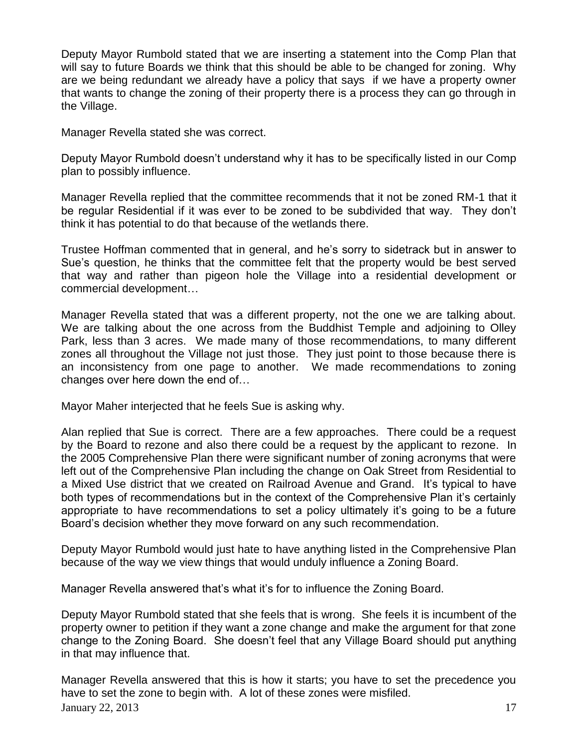Deputy Mayor Rumbold stated that we are inserting a statement into the Comp Plan that will say to future Boards we think that this should be able to be changed for zoning. Why are we being redundant we already have a policy that says if we have a property owner that wants to change the zoning of their property there is a process they can go through in the Village.

Manager Revella stated she was correct.

Deputy Mayor Rumbold doesn't understand why it has to be specifically listed in our Comp plan to possibly influence.

Manager Revella replied that the committee recommends that it not be zoned RM-1 that it be regular Residential if it was ever to be zoned to be subdivided that way. They don't think it has potential to do that because of the wetlands there.

Trustee Hoffman commented that in general, and he's sorry to sidetrack but in answer to Sue's question, he thinks that the committee felt that the property would be best served that way and rather than pigeon hole the Village into a residential development or commercial development…

Manager Revella stated that was a different property, not the one we are talking about. We are talking about the one across from the Buddhist Temple and adjoining to Olley Park, less than 3 acres. We made many of those recommendations, to many different zones all throughout the Village not just those. They just point to those because there is an inconsistency from one page to another. We made recommendations to zoning changes over here down the end of…

Mayor Maher interjected that he feels Sue is asking why.

Alan replied that Sue is correct. There are a few approaches. There could be a request by the Board to rezone and also there could be a request by the applicant to rezone. In the 2005 Comprehensive Plan there were significant number of zoning acronyms that were left out of the Comprehensive Plan including the change on Oak Street from Residential to a Mixed Use district that we created on Railroad Avenue and Grand. It's typical to have both types of recommendations but in the context of the Comprehensive Plan it's certainly appropriate to have recommendations to set a policy ultimately it's going to be a future Board's decision whether they move forward on any such recommendation.

Deputy Mayor Rumbold would just hate to have anything listed in the Comprehensive Plan because of the way we view things that would unduly influence a Zoning Board.

Manager Revella answered that's what it's for to influence the Zoning Board.

Deputy Mayor Rumbold stated that she feels that is wrong. She feels it is incumbent of the property owner to petition if they want a zone change and make the argument for that zone change to the Zoning Board. She doesn't feel that any Village Board should put anything in that may influence that.

Manager Revella answered that this is how it starts; you have to set the precedence you have to set the zone to begin with. A lot of these zones were misfiled.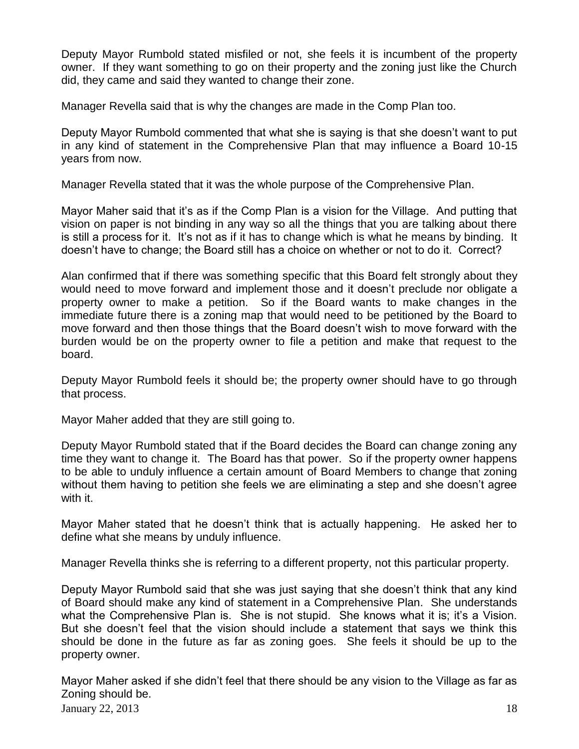Deputy Mayor Rumbold stated misfiled or not, she feels it is incumbent of the property owner. If they want something to go on their property and the zoning just like the Church did, they came and said they wanted to change their zone.

Manager Revella said that is why the changes are made in the Comp Plan too.

Deputy Mayor Rumbold commented that what she is saying is that she doesn't want to put in any kind of statement in the Comprehensive Plan that may influence a Board 10-15 years from now.

Manager Revella stated that it was the whole purpose of the Comprehensive Plan.

Mayor Maher said that it's as if the Comp Plan is a vision for the Village. And putting that vision on paper is not binding in any way so all the things that you are talking about there is still a process for it. It's not as if it has to change which is what he means by binding. It doesn't have to change; the Board still has a choice on whether or not to do it. Correct?

Alan confirmed that if there was something specific that this Board felt strongly about they would need to move forward and implement those and it doesn't preclude nor obligate a property owner to make a petition. So if the Board wants to make changes in the immediate future there is a zoning map that would need to be petitioned by the Board to move forward and then those things that the Board doesn't wish to move forward with the burden would be on the property owner to file a petition and make that request to the board.

Deputy Mayor Rumbold feels it should be; the property owner should have to go through that process.

Mayor Maher added that they are still going to.

Deputy Mayor Rumbold stated that if the Board decides the Board can change zoning any time they want to change it. The Board has that power. So if the property owner happens to be able to unduly influence a certain amount of Board Members to change that zoning without them having to petition she feels we are eliminating a step and she doesn't agree with it.

Mayor Maher stated that he doesn't think that is actually happening. He asked her to define what she means by unduly influence.

Manager Revella thinks she is referring to a different property, not this particular property.

Deputy Mayor Rumbold said that she was just saying that she doesn't think that any kind of Board should make any kind of statement in a Comprehensive Plan. She understands what the Comprehensive Plan is. She is not stupid. She knows what it is; it's a Vision. But she doesn't feel that the vision should include a statement that says we think this should be done in the future as far as zoning goes. She feels it should be up to the property owner.

Mayor Maher asked if she didn't feel that there should be any vision to the Village as far as Zoning should be.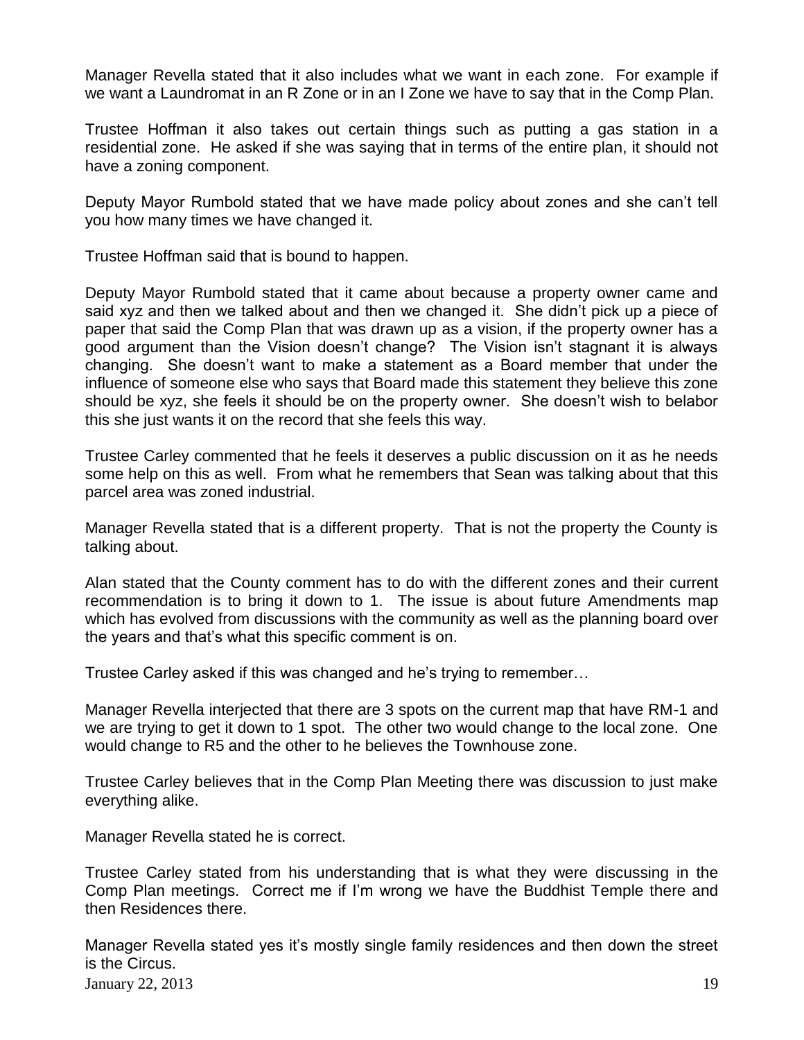Manager Revella stated that it also includes what we want in each zone. For example if we want a Laundromat in an R Zone or in an I Zone we have to say that in the Comp Plan.

Trustee Hoffman it also takes out certain things such as putting a gas station in a residential zone. He asked if she was saying that in terms of the entire plan, it should not have a zoning component.

Deputy Mayor Rumbold stated that we have made policy about zones and she can't tell you how many times we have changed it.

Trustee Hoffman said that is bound to happen.

Deputy Mayor Rumbold stated that it came about because a property owner came and said xyz and then we talked about and then we changed it. She didn't pick up a piece of paper that said the Comp Plan that was drawn up as a vision, if the property owner has a good argument than the Vision doesn't change? The Vision isn't stagnant it is always changing. She doesn't want to make a statement as a Board member that under the influence of someone else who says that Board made this statement they believe this zone should be xyz, she feels it should be on the property owner. She doesn't wish to belabor this she just wants it on the record that she feels this way.

Trustee Carley commented that he feels it deserves a public discussion on it as he needs some help on this as well. From what he remembers that Sean was talking about that this parcel area was zoned industrial.

Manager Revella stated that is a different property. That is not the property the County is talking about.

Alan stated that the County comment has to do with the different zones and their current recommendation is to bring it down to 1. The issue is about future Amendments map which has evolved from discussions with the community as well as the planning board over the years and that's what this specific comment is on.

Trustee Carley asked if this was changed and he's trying to remember…

Manager Revella interjected that there are 3 spots on the current map that have RM-1 and we are trying to get it down to 1 spot. The other two would change to the local zone. One would change to R5 and the other to he believes the Townhouse zone.

Trustee Carley believes that in the Comp Plan Meeting there was discussion to just make everything alike.

Manager Revella stated he is correct.

Trustee Carley stated from his understanding that is what they were discussing in the Comp Plan meetings. Correct me if I'm wrong we have the Buddhist Temple there and then Residences there.

Manager Revella stated yes it's mostly single family residences and then down the street is the Circus.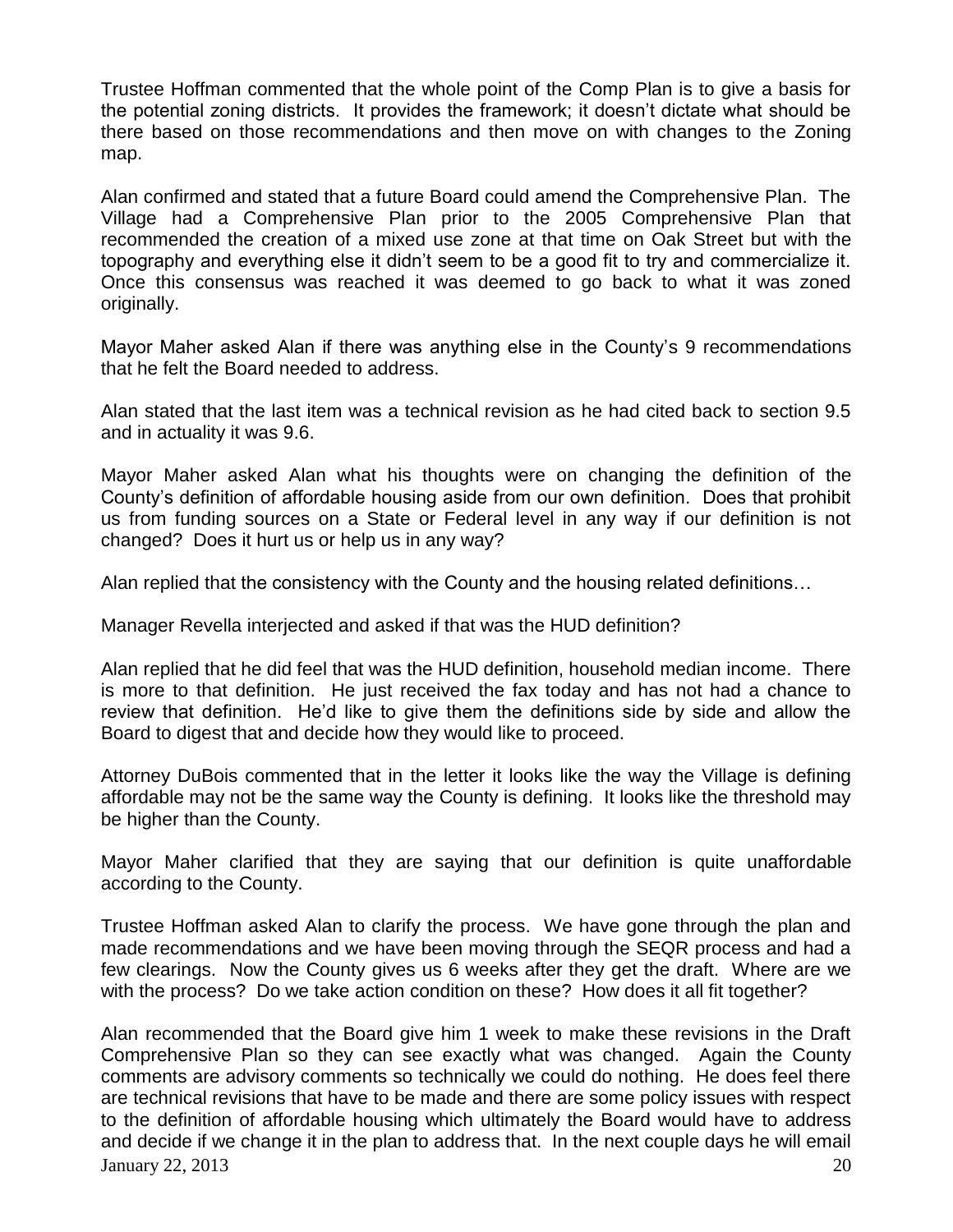Trustee Hoffman commented that the whole point of the Comp Plan is to give a basis for the potential zoning districts. It provides the framework; it doesn't dictate what should be there based on those recommendations and then move on with changes to the Zoning map.

Alan confirmed and stated that a future Board could amend the Comprehensive Plan. The Village had a Comprehensive Plan prior to the 2005 Comprehensive Plan that recommended the creation of a mixed use zone at that time on Oak Street but with the topography and everything else it didn't seem to be a good fit to try and commercialize it. Once this consensus was reached it was deemed to go back to what it was zoned originally.

Mayor Maher asked Alan if there was anything else in the County's 9 recommendations that he felt the Board needed to address.

Alan stated that the last item was a technical revision as he had cited back to section 9.5 and in actuality it was 9.6.

Mayor Maher asked Alan what his thoughts were on changing the definition of the County's definition of affordable housing aside from our own definition. Does that prohibit us from funding sources on a State or Federal level in any way if our definition is not changed? Does it hurt us or help us in any way?

Alan replied that the consistency with the County and the housing related definitions…

Manager Revella interjected and asked if that was the HUD definition?

Alan replied that he did feel that was the HUD definition, household median income. There is more to that definition. He just received the fax today and has not had a chance to review that definition. He'd like to give them the definitions side by side and allow the Board to digest that and decide how they would like to proceed.

Attorney DuBois commented that in the letter it looks like the way the Village is defining affordable may not be the same way the County is defining. It looks like the threshold may be higher than the County.

Mayor Maher clarified that they are saying that our definition is quite unaffordable according to the County.

Trustee Hoffman asked Alan to clarify the process. We have gone through the plan and made recommendations and we have been moving through the SEQR process and had a few clearings. Now the County gives us 6 weeks after they get the draft. Where are we with the process? Do we take action condition on these? How does it all fit together?

Alan recommended that the Board give him 1 week to make these revisions in the Draft Comprehensive Plan so they can see exactly what was changed. Again the County comments are advisory comments so technically we could do nothing. He does feel there are technical revisions that have to be made and there are some policy issues with respect to the definition of affordable housing which ultimately the Board would have to address and decide if we change it in the plan to address that. In the next couple days he will email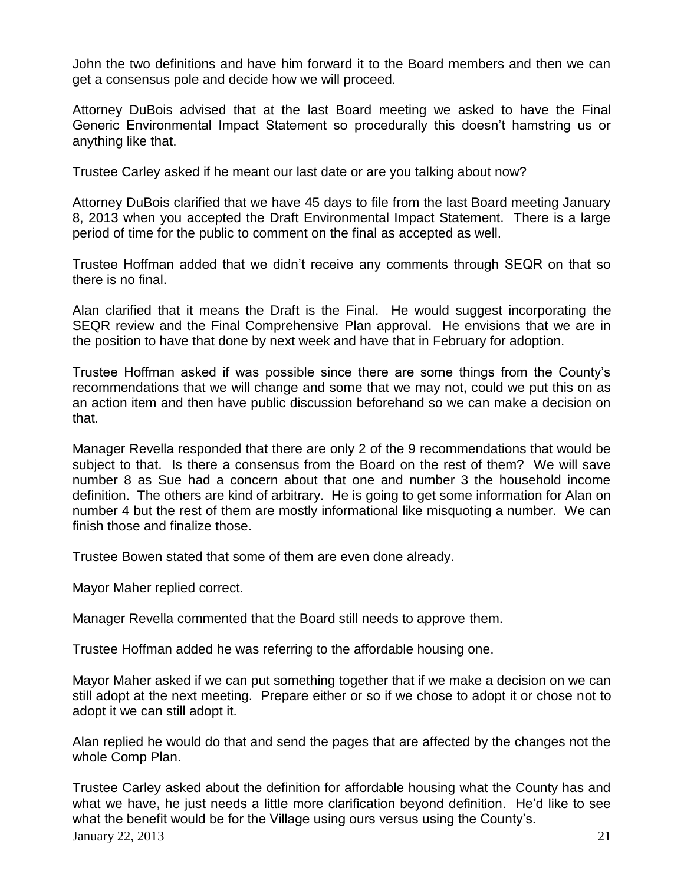John the two definitions and have him forward it to the Board members and then we can get a consensus pole and decide how we will proceed.

Attorney DuBois advised that at the last Board meeting we asked to have the Final Generic Environmental Impact Statement so procedurally this doesn't hamstring us or anything like that.

Trustee Carley asked if he meant our last date or are you talking about now?

Attorney DuBois clarified that we have 45 days to file from the last Board meeting January 8, 2013 when you accepted the Draft Environmental Impact Statement. There is a large period of time for the public to comment on the final as accepted as well.

Trustee Hoffman added that we didn't receive any comments through SEQR on that so there is no final.

Alan clarified that it means the Draft is the Final. He would suggest incorporating the SEQR review and the Final Comprehensive Plan approval. He envisions that we are in the position to have that done by next week and have that in February for adoption.

Trustee Hoffman asked if was possible since there are some things from the County's recommendations that we will change and some that we may not, could we put this on as an action item and then have public discussion beforehand so we can make a decision on that.

Manager Revella responded that there are only 2 of the 9 recommendations that would be subject to that. Is there a consensus from the Board on the rest of them? We will save number 8 as Sue had a concern about that one and number 3 the household income definition. The others are kind of arbitrary. He is going to get some information for Alan on number 4 but the rest of them are mostly informational like misquoting a number. We can finish those and finalize those.

Trustee Bowen stated that some of them are even done already.

Mayor Maher replied correct.

Manager Revella commented that the Board still needs to approve them.

Trustee Hoffman added he was referring to the affordable housing one.

Mayor Maher asked if we can put something together that if we make a decision on we can still adopt at the next meeting. Prepare either or so if we chose to adopt it or chose not to adopt it we can still adopt it.

Alan replied he would do that and send the pages that are affected by the changes not the whole Comp Plan.

Trustee Carley asked about the definition for affordable housing what the County has and what we have, he just needs a little more clarification beyond definition. He'd like to see what the benefit would be for the Village using ours versus using the County's.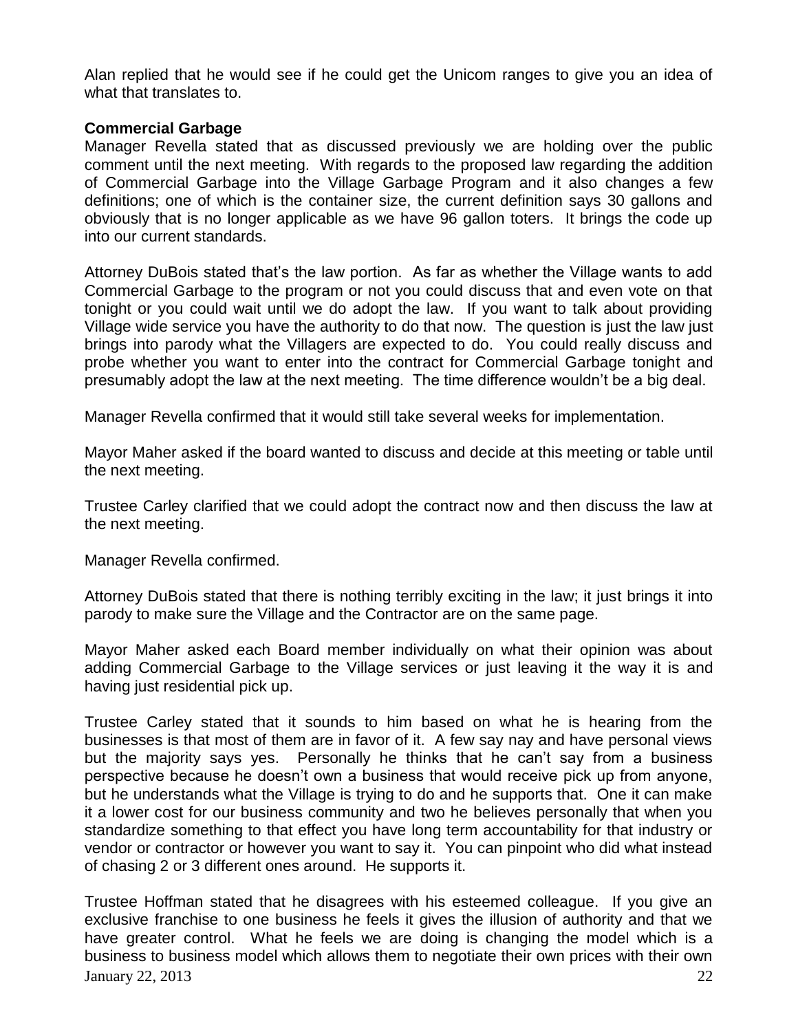Alan replied that he would see if he could get the Unicom ranges to give you an idea of what that translates to.

**Commercial Garbage**

Manager Revella stated that as discussed previously we are holding over the public comment until the next meeting. With regards to the proposed law regarding the addition of Commercial Garbage into the Village Garbage Program and it also changes a few definitions; one of which is the container size, the current definition says 30 gallons and obviously that is no longer applicable as we have 96 gallon toters. It brings the code up into our current standards.

Attorney DuBois stated that's the law portion. As far as whether the Village wants to add Commercial Garbage to the program or not you could discuss that and even vote on that tonight or you could wait until we do adopt the law. If you want to talk about providing Village wide service you have the authority to do that now. The question is just the law just brings into parody what the Villagers are expected to do. You could really discuss and probe whether you want to enter into the contract for Commercial Garbage tonight and presumably adopt the law at the next meeting. The time difference wouldn't be a big deal.

Manager Revella confirmed that it would still take several weeks for implementation.

Mayor Maher asked if the board wanted to discuss and decide at this meeting or table until the next meeting.

Trustee Carley clarified that we could adopt the contract now and then discuss the law at the next meeting.

Manager Revella confirmed.

Attorney DuBois stated that there is nothing terribly exciting in the law; it just brings it into parody to make sure the Village and the Contractor are on the same page.

Mayor Maher asked each Board member individually on what their opinion was about adding Commercial Garbage to the Village services or just leaving it the way it is and having just residential pick up.

Trustee Carley stated that it sounds to him based on what he is hearing from the businesses is that most of them are in favor of it. A few say nay and have personal views but the majority says yes. Personally he thinks that he can't say from a business perspective because he doesn't own a business that would receive pick up from anyone, but he understands what the Village is trying to do and he supports that. One it can make it a lower cost for our business community and two he believes personally that when you standardize something to that effect you have long term accountability for that industry or vendor or contractor or however you want to say it. You can pinpoint who did what instead of chasing 2 or 3 different ones around. He supports it.

Trustee Hoffman stated that he disagrees with his esteemed colleague. If you give an exclusive franchise to one business he feels it gives the illusion of authority and that we have greater control. What he feels we are doing is changing the model which is a business to business model which allows them to negotiate their own prices with their own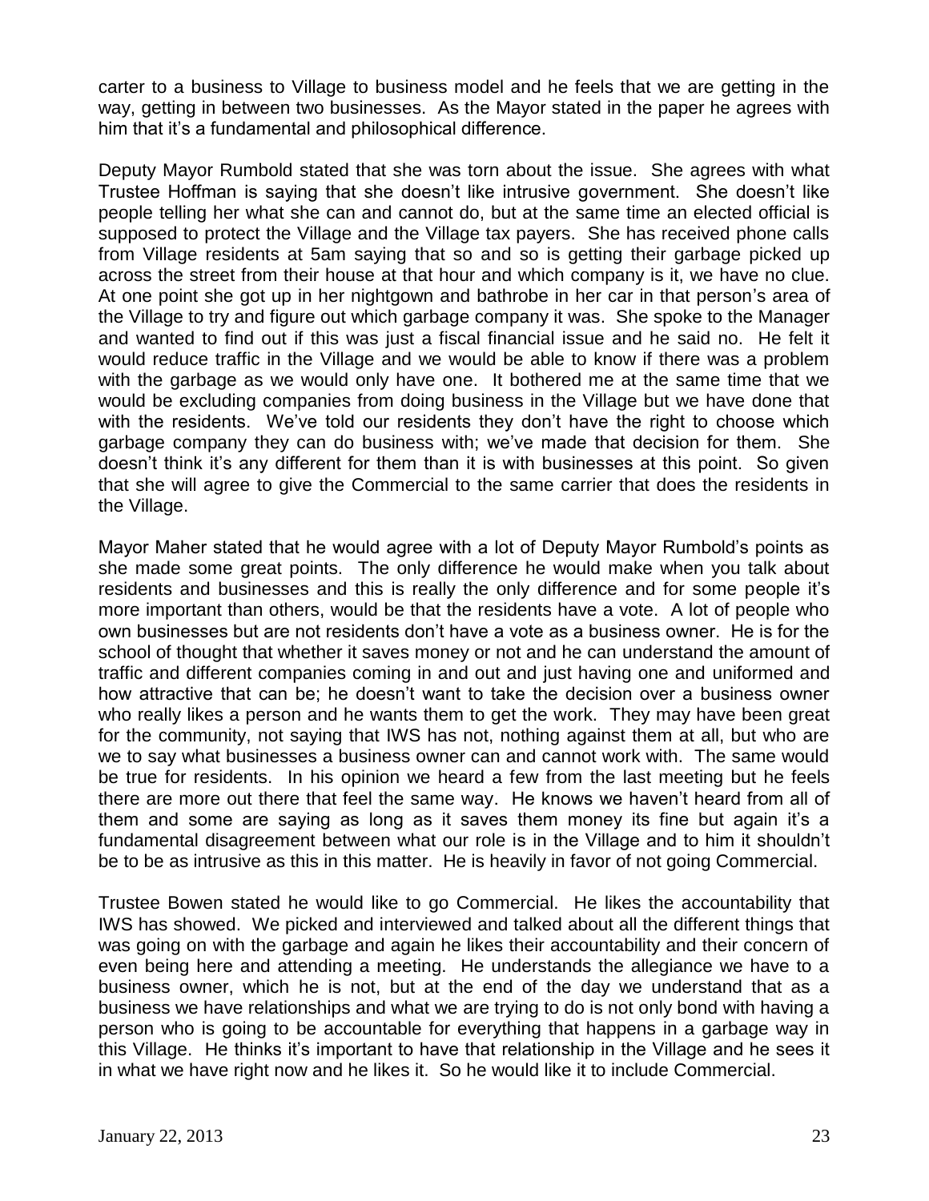carter to a business to Village to business model and he feels that we are getting in the way, getting in between two businesses. As the Mayor stated in the paper he agrees with him that it's a fundamental and philosophical difference.

Deputy Mayor Rumbold stated that she was torn about the issue. She agrees with what Trustee Hoffman is saying that she doesn't like intrusive government. She doesn't like people telling her what she can and cannot do, but at the same time an elected official is supposed to protect the Village and the Village tax payers. She has received phone calls from Village residents at 5am saying that so and so is getting their garbage picked up across the street from their house at that hour and which company is it, we have no clue. At one point she got up in her nightgown and bathrobe in her car in that person's area of the Village to try and figure out which garbage company it was. She spoke to the Manager and wanted to find out if this was just a fiscal financial issue and he said no. He felt it would reduce traffic in the Village and we would be able to know if there was a problem with the garbage as we would only have one. It bothered me at the same time that we would be excluding companies from doing business in the Village but we have done that with the residents. We've told our residents they don't have the right to choose which garbage company they can do business with; we've made that decision for them. She doesn't think it's any different for them than it is with businesses at this point. So given that she will agree to give the Commercial to the same carrier that does the residents in the Village.

Mayor Maher stated that he would agree with a lot of Deputy Mayor Rumbold's points as she made some great points. The only difference he would make when you talk about residents and businesses and this is really the only difference and for some people it's more important than others, would be that the residents have a vote. A lot of people who own businesses but are not residents don't have a vote as a business owner. He is for the school of thought that whether it saves money or not and he can understand the amount of traffic and different companies coming in and out and just having one and uniformed and how attractive that can be; he doesn't want to take the decision over a business owner who really likes a person and he wants them to get the work. They may have been great for the community, not saying that IWS has not, nothing against them at all, but who are we to say what businesses a business owner can and cannot work with. The same would be true for residents. In his opinion we heard a few from the last meeting but he feels there are more out there that feel the same way. He knows we haven't heard from all of them and some are saying as long as it saves them money its fine but again it's a fundamental disagreement between what our role is in the Village and to him it shouldn't be to be as intrusive as this in this matter. He is heavily in favor of not going Commercial.

Trustee Bowen stated he would like to go Commercial. He likes the accountability that IWS has showed. We picked and interviewed and talked about all the different things that was going on with the garbage and again he likes their accountability and their concern of even being here and attending a meeting. He understands the allegiance we have to a business owner, which he is not, but at the end of the day we understand that as a business we have relationships and what we are trying to do is not only bond with having a person who is going to be accountable for everything that happens in a garbage way in this Village. He thinks it's important to have that relationship in the Village and he sees it in what we have right now and he likes it. So he would like it to include Commercial.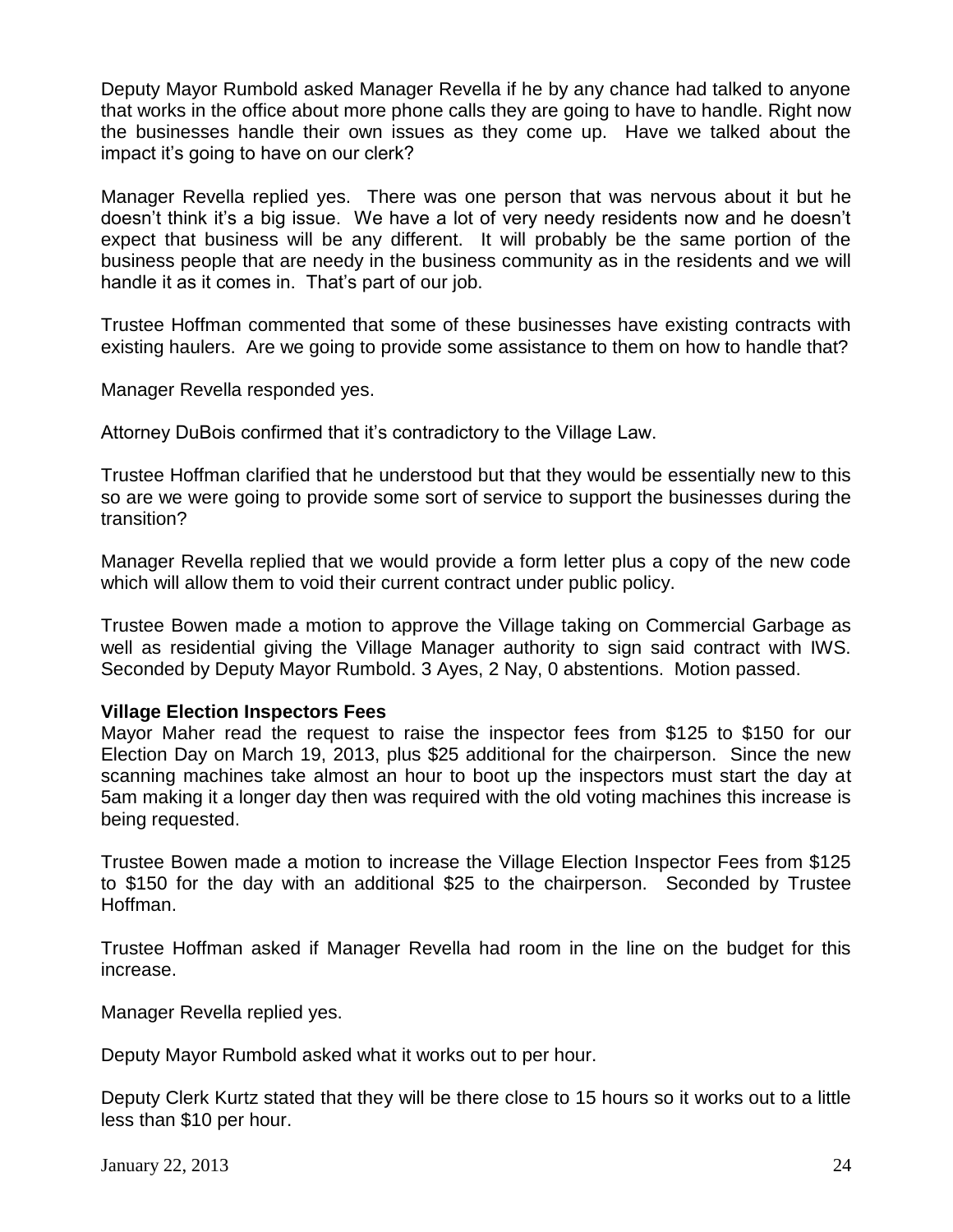Deputy Mayor Rumbold asked Manager Revella if he by any chance had talked to anyone that works in the office about more phone calls they are going to have to handle. Right now the businesses handle their own issues as they come up. Have we talked about the impact it's going to have on our clerk?

Manager Revella replied yes. There was one person that was nervous about it but he doesn't think it's a big issue. We have a lot of very needy residents now and he doesn't expect that business will be any different. It will probably be the same portion of the business people that are needy in the business community as in the residents and we will handle it as it comes in. That's part of our job.

Trustee Hoffman commented that some of these businesses have existing contracts with existing haulers. Are we going to provide some assistance to them on how to handle that?

Manager Revella responded yes.

Attorney DuBois confirmed that it's contradictory to the Village Law.

Trustee Hoffman clarified that he understood but that they would be essentially new to this so are we were going to provide some sort of service to support the businesses during the transition?

Manager Revella replied that we would provide a form letter plus a copy of the new code which will allow them to void their current contract under public policy.

Trustee Bowen made a motion to approve the Village taking on Commercial Garbage as well as residential giving the Village Manager authority to sign said contract with IWS. Seconded by Deputy Mayor Rumbold. 3 Ayes, 2 Nay, 0 abstentions. Motion passed.

**Village Election Inspectors Fees**

Mayor Maher read the request to raise the inspector fees from $125 to $150 for our Election Day on March 19, 2013, plus $25 additional for the chairperson. Since the new scanning machines take almost an hour to boot up the inspectors must start the day at 5am making it a longer day then was required with the old voting machines this increase is being requested.

Trustee Bowen made a motion to increase the Village Election Inspector Fees from $125 to $150 for the day with an additional $25 to the chairperson. Seconded by Trustee Hoffman.

Trustee Hoffman asked if Manager Revella had room in the line on the budget for this increase.

Manager Revella replied yes.

Deputy Mayor Rumbold asked what it works out to per hour.

Deputy Clerk Kurtz stated that they will be there close to 15 hours so it works out to a little less than $10 per hour.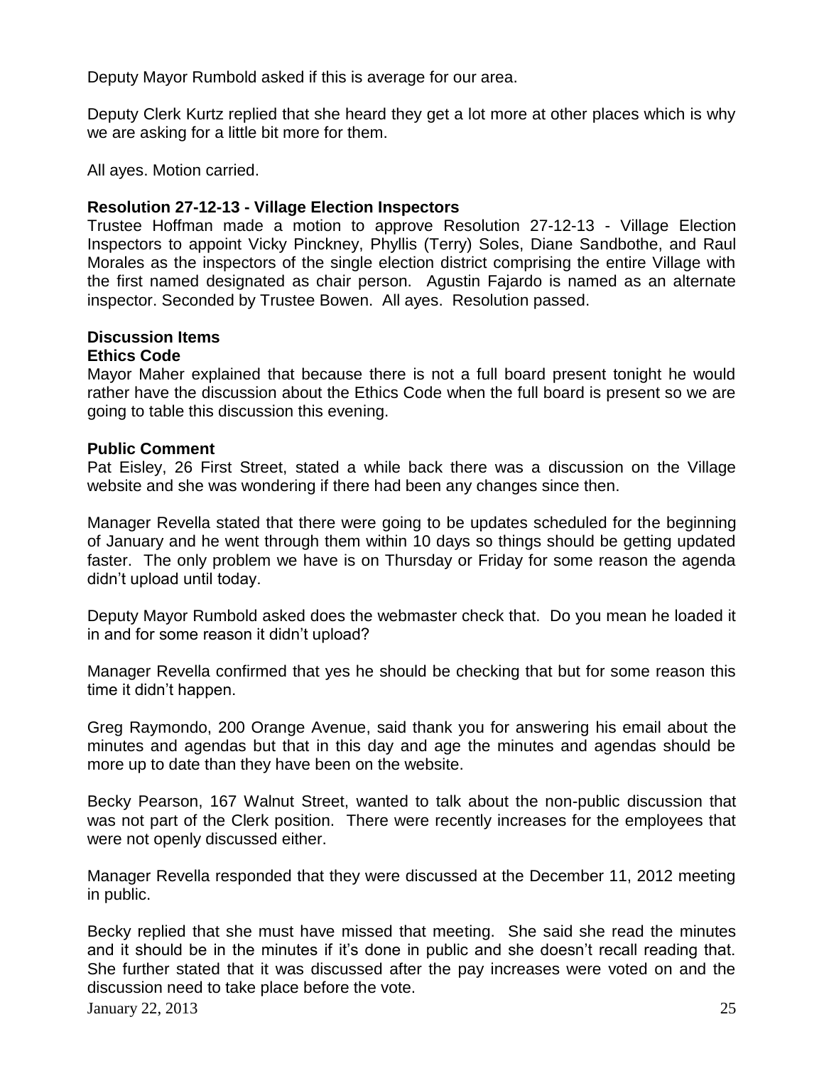Deputy Mayor Rumbold asked if this is average for our area.

Deputy Clerk Kurtz replied that she heard they get a lot more at other places which is why we are asking for a little bit more for them.

All ayes. Motion carried.

**Resolution 27-12-13 - Village Election Inspectors**
Trustee Hoffman made a motion to approve Resolution 27-12-13 - Village Election Inspectors to appoint Vicky Pinckney, Phyllis (Terry) Soles, Diane Sandbothe, and Raul Morales as the inspectors of the single election district comprising the entire Village with the first named designated as chair person. Agustin Fajardo is named as an alternate inspector. Seconded by Trustee Bowen. All ayes. Resolution passed.

**Discussion Items**
**Ethics Code**
Mayor Maher explained that because there is not a full board present tonight he would rather have the discussion about the Ethics Code when the full board is present so we are going to table this discussion this evening.

**Public Comment**
Pat Eisley, 26 First Street, stated a while back there was a discussion on the Village website and she was wondering if there had been any changes since then.

Manager Revella stated that there were going to be updates scheduled for the beginning of January and he went through them within 10 days so things should be getting updated faster. The only problem we have is on Thursday or Friday for some reason the agenda didn't upload until today.

Deputy Mayor Rumbold asked does the webmaster check that. Do you mean he loaded it in and for some reason it didn't upload?

Manager Revella confirmed that yes he should be checking that but for some reason this time it didn't happen.

Greg Raymondo, 200 Orange Avenue, said thank you for answering his email about the minutes and agendas but that in this day and age the minutes and agendas should be more up to date than they have been on the website.

Becky Pearson, 167 Walnut Street, wanted to talk about the non-public discussion that was not part of the Clerk position. There were recently increases for the employees that were not openly discussed either.

Manager Revella responded that they were discussed at the December 11, 2012 meeting in public.

Becky replied that she must have missed that meeting. She said she read the minutes and it should be in the minutes if it's done in public and she doesn't recall reading that. She further stated that it was discussed after the pay increases were voted on and the discussion need to take place before the vote.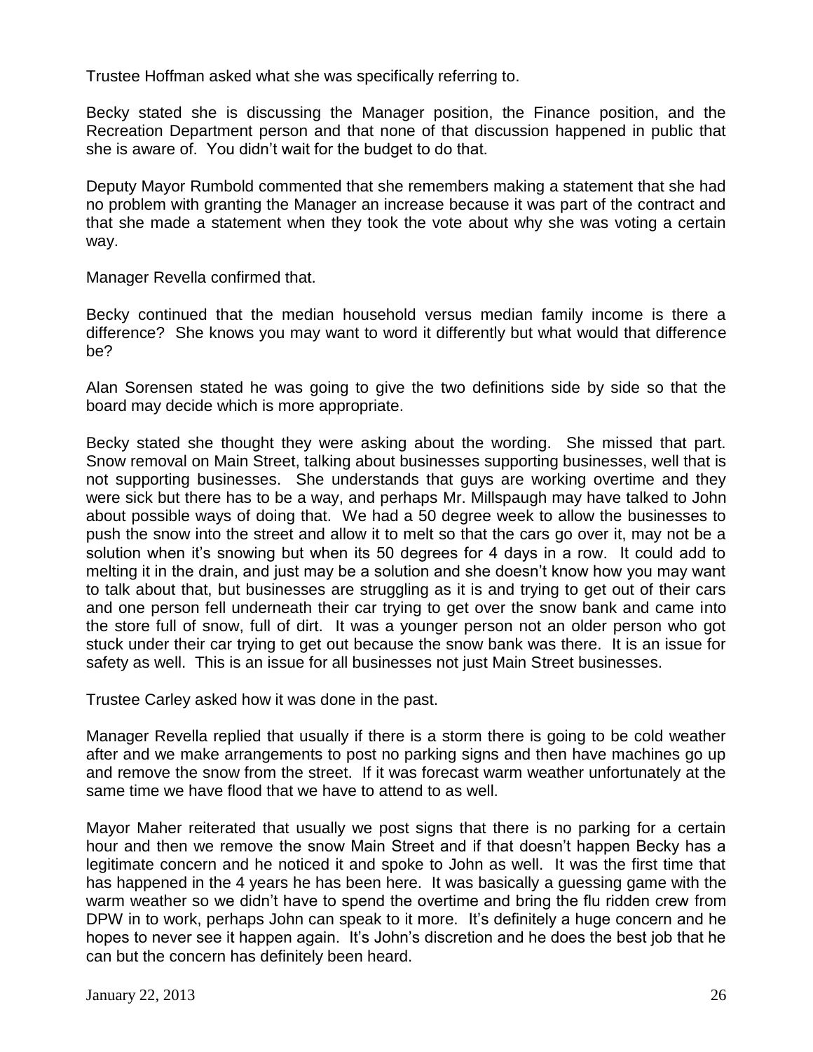Trustee Hoffman asked what she was specifically referring to.

Becky stated she is discussing the Manager position, the Finance position, and the Recreation Department person and that none of that discussion happened in public that she is aware of. You didn't wait for the budget to do that.

Deputy Mayor Rumbold commented that she remembers making a statement that she had no problem with granting the Manager an increase because it was part of the contract and that she made a statement when they took the vote about why she was voting a certain way.

Manager Revella confirmed that.

Becky continued that the median household versus median family income is there a difference? She knows you may want to word it differently but what would that difference be?

Alan Sorensen stated he was going to give the two definitions side by side so that the board may decide which is more appropriate.

Becky stated she thought they were asking about the wording. She missed that part. Snow removal on Main Street, talking about businesses supporting businesses, well that is not supporting businesses. She understands that guys are working overtime and they were sick but there has to be a way, and perhaps Mr. Millspaugh may have talked to John about possible ways of doing that. We had a 50 degree week to allow the businesses to push the snow into the street and allow it to melt so that the cars go over it, may not be a solution when it's snowing but when its 50 degrees for 4 days in a row. It could add to melting it in the drain, and just may be a solution and she doesn't know how you may want to talk about that, but businesses are struggling as it is and trying to get out of their cars and one person fell underneath their car trying to get over the snow bank and came into the store full of snow, full of dirt. It was a younger person not an older person who got stuck under their car trying to get out because the snow bank was there. It is an issue for safety as well. This is an issue for all businesses not just Main Street businesses.

Trustee Carley asked how it was done in the past.

Manager Revella replied that usually if there is a storm there is going to be cold weather after and we make arrangements to post no parking signs and then have machines go up and remove the snow from the street. If it was forecast warm weather unfortunately at the same time we have flood that we have to attend to as well.

Mayor Maher reiterated that usually we post signs that there is no parking for a certain hour and then we remove the snow Main Street and if that doesn't happen Becky has a legitimate concern and he noticed it and spoke to John as well. It was the first time that has happened in the 4 years he has been here. It was basically a guessing game with the warm weather so we didn't have to spend the overtime and bring the flu ridden crew from DPW in to work, perhaps John can speak to it more. It's definitely a huge concern and he hopes to never see it happen again. It's John's discretion and he does the best job that he can but the concern has definitely been heard.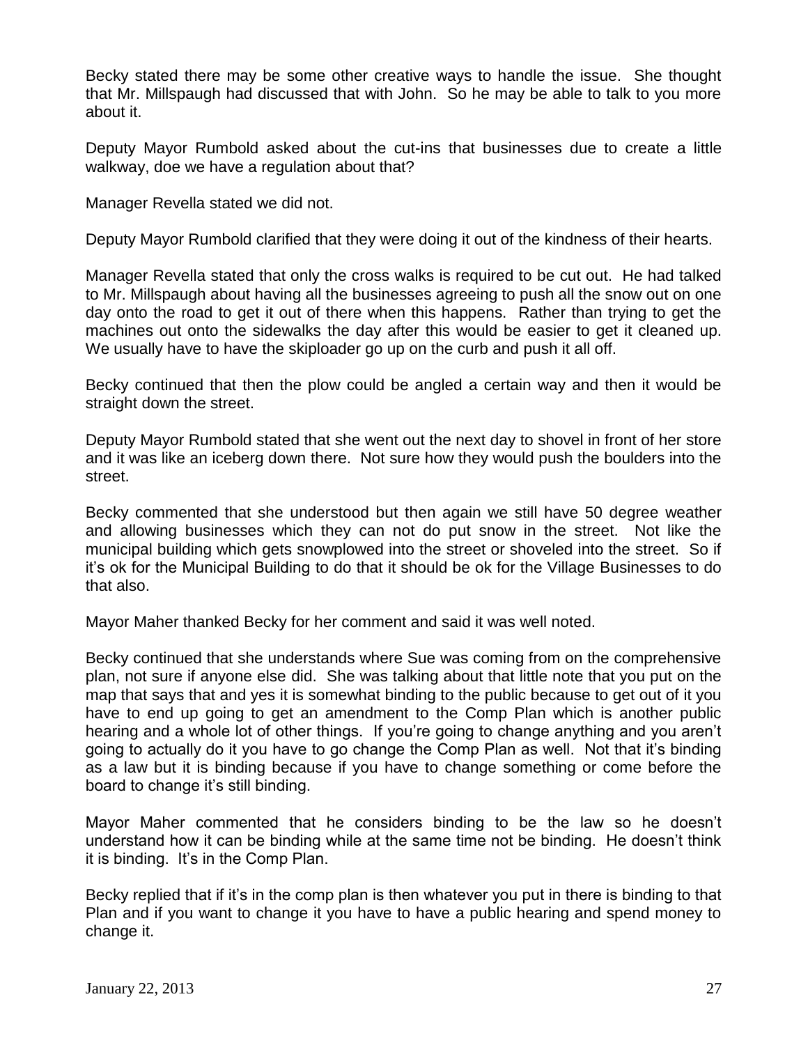Becky stated there may be some other creative ways to handle the issue. She thought that Mr. Millspaugh had discussed that with John. So he may be able to talk to you more about it.

Deputy Mayor Rumbold asked about the cut-ins that businesses due to create a little walkway, doe we have a regulation about that?

Manager Revella stated we did not.

Deputy Mayor Rumbold clarified that they were doing it out of the kindness of their hearts.

Manager Revella stated that only the cross walks is required to be cut out. He had talked to Mr. Millspaugh about having all the businesses agreeing to push all the snow out on one day onto the road to get it out of there when this happens. Rather than trying to get the machines out onto the sidewalks the day after this would be easier to get it cleaned up. We usually have to have the skiploader go up on the curb and push it all off.

Becky continued that then the plow could be angled a certain way and then it would be straight down the street.

Deputy Mayor Rumbold stated that she went out the next day to shovel in front of her store and it was like an iceberg down there. Not sure how they would push the boulders into the street.

Becky commented that she understood but then again we still have 50 degree weather and allowing businesses which they can not do put snow in the street. Not like the municipal building which gets snowplowed into the street or shoveled into the street. So if it's ok for the Municipal Building to do that it should be ok for the Village Businesses to do that also.

Mayor Maher thanked Becky for her comment and said it was well noted.

Becky continued that she understands where Sue was coming from on the comprehensive plan, not sure if anyone else did. She was talking about that little note that you put on the map that says that and yes it is somewhat binding to the public because to get out of it you have to end up going to get an amendment to the Comp Plan which is another public hearing and a whole lot of other things. If you're going to change anything and you aren't going to actually do it you have to go change the Comp Plan as well. Not that it's binding as a law but it is binding because if you have to change something or come before the board to change it's still binding.

Mayor Maher commented that he considers binding to be the law so he doesn't understand how it can be binding while at the same time not be binding. He doesn't think it is binding. It's in the Comp Plan.

Becky replied that if it's in the comp plan is then whatever you put in there is binding to that Plan and if you want to change it you have to have a public hearing and spend money to change it.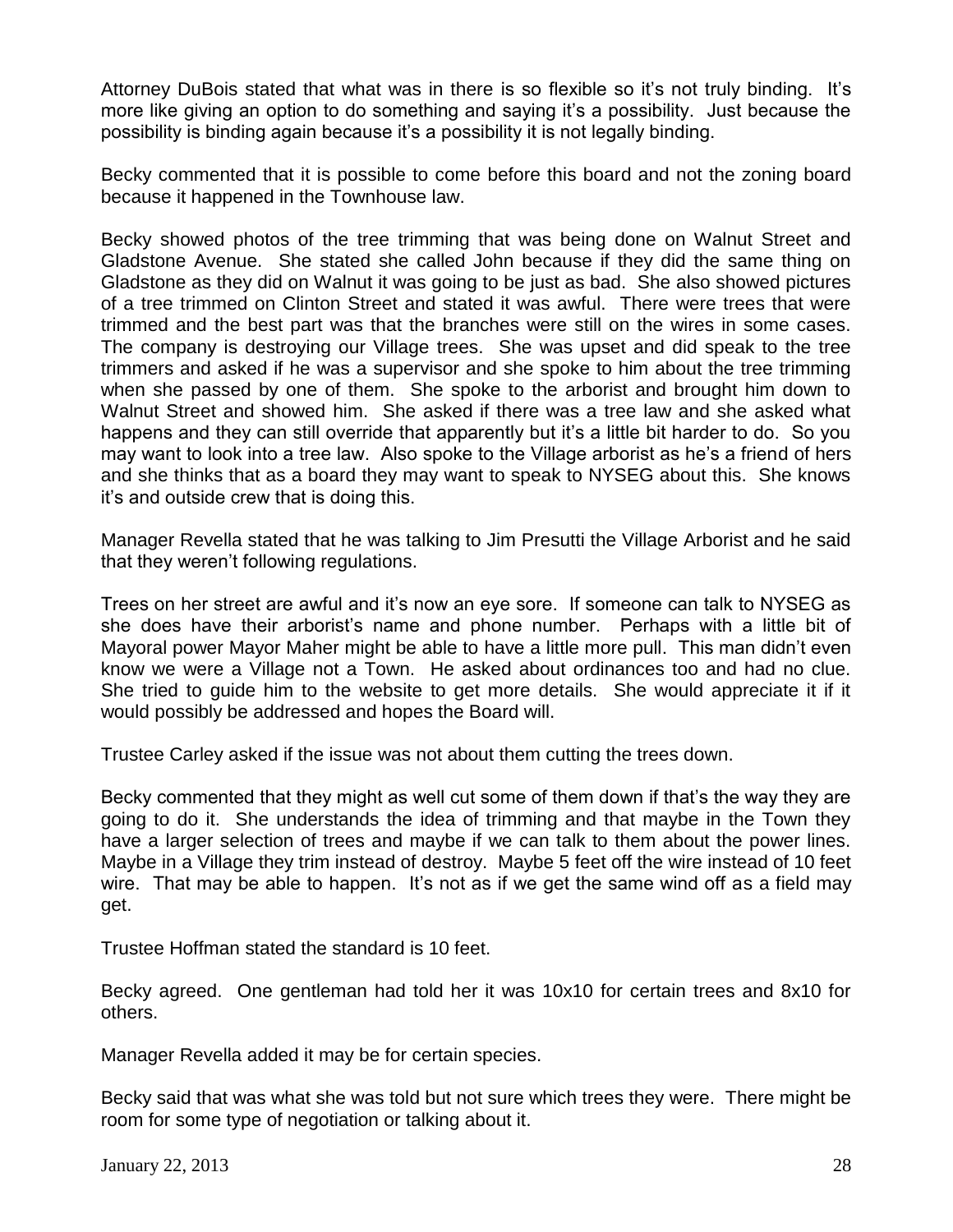Attorney DuBois stated that what was in there is so flexible so it's not truly binding. It's more like giving an option to do something and saying it's a possibility. Just because the possibility is binding again because it's a possibility it is not legally binding.

Becky commented that it is possible to come before this board and not the zoning board because it happened in the Townhouse law.

Becky showed photos of the tree trimming that was being done on Walnut Street and Gladstone Avenue. She stated she called John because if they did the same thing on Gladstone as they did on Walnut it was going to be just as bad. She also showed pictures of a tree trimmed on Clinton Street and stated it was awful. There were trees that were trimmed and the best part was that the branches were still on the wires in some cases. The company is destroying our Village trees. She was upset and did speak to the tree trimmers and asked if he was a supervisor and she spoke to him about the tree trimming when she passed by one of them. She spoke to the arborist and brought him down to Walnut Street and showed him. She asked if there was a tree law and she asked what happens and they can still override that apparently but it's a little bit harder to do. So you may want to look into a tree law. Also spoke to the Village arborist as he's a friend of hers and she thinks that as a board they may want to speak to NYSEG about this. She knows it's and outside crew that is doing this.

Manager Revella stated that he was talking to Jim Presutti the Village Arborist and he said that they weren't following regulations.

Trees on her street are awful and it's now an eye sore. If someone can talk to NYSEG as she does have their arborist's name and phone number. Perhaps with a little bit of Mayoral power Mayor Maher might be able to have a little more pull. This man didn't even know we were a Village not a Town. He asked about ordinances too and had no clue. She tried to guide him to the website to get more details. She would appreciate it if it would possibly be addressed and hopes the Board will.

Trustee Carley asked if the issue was not about them cutting the trees down.

Becky commented that they might as well cut some of them down if that's the way they are going to do it. She understands the idea of trimming and that maybe in the Town they have a larger selection of trees and maybe if we can talk to them about the power lines. Maybe in a Village they trim instead of destroy. Maybe 5 feet off the wire instead of 10 feet wire. That may be able to happen. It's not as if we get the same wind off as a field may get.

Trustee Hoffman stated the standard is 10 feet.

Becky agreed. One gentleman had told her it was 10x10 for certain trees and 8x10 for others.

Manager Revella added it may be for certain species.

Becky said that was what she was told but not sure which trees they were. There might be room for some type of negotiation or talking about it.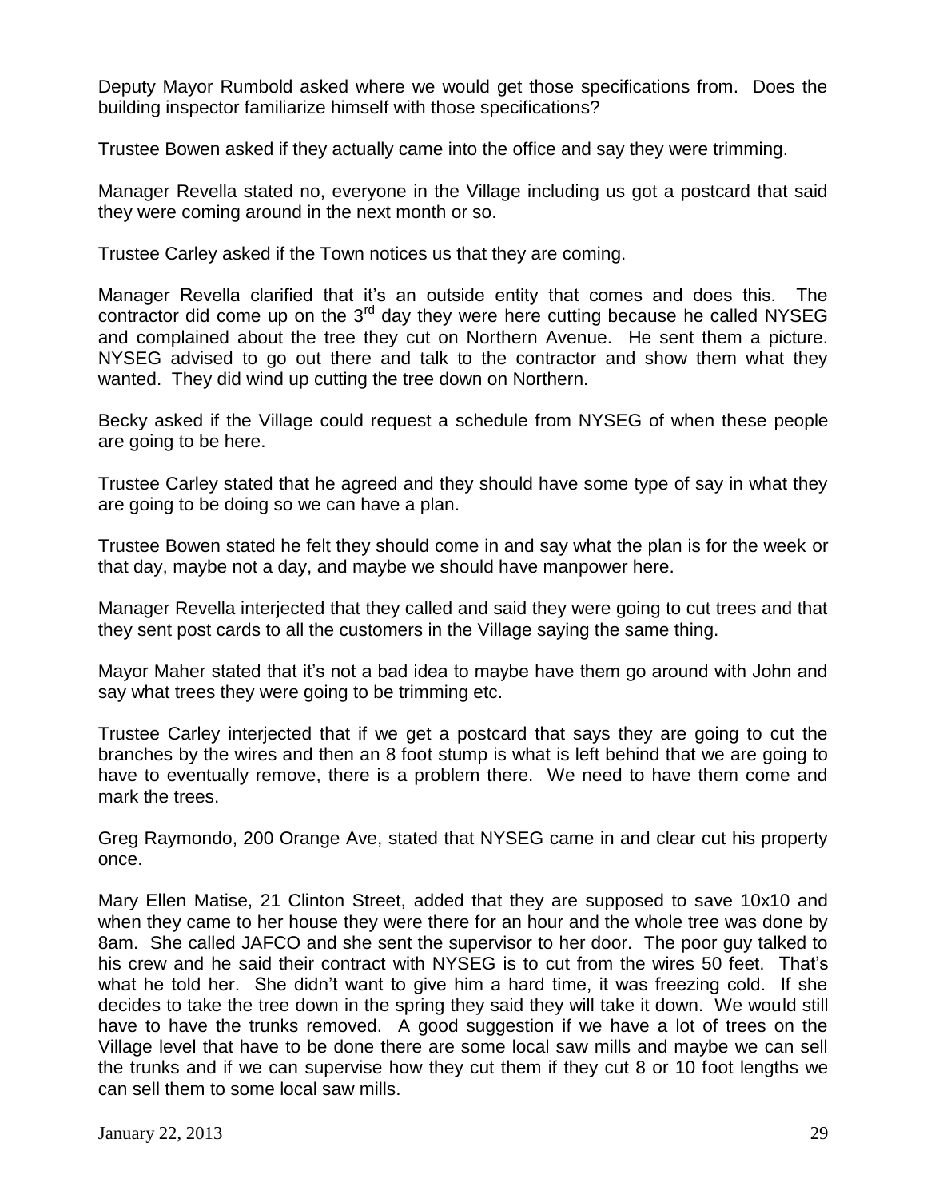Deputy Mayor Rumbold asked where we would get those specifications from. Does the building inspector familiarize himself with those specifications?

Trustee Bowen asked if they actually came into the office and say they were trimming.

Manager Revella stated no, everyone in the Village including us got a postcard that said they were coming around in the next month or so.

Trustee Carley asked if the Town notices us that they are coming.

Manager Revella clarified that it's an outside entity that comes and does this. The contractor did come up on the 3rd day they were here cutting because he called NYSEG and complained about the tree they cut on Northern Avenue. He sent them a picture. NYSEG advised to go out there and talk to the contractor and show them what they wanted. They did wind up cutting the tree down on Northern.

Becky asked if the Village could request a schedule from NYSEG of when these people are going to be here.

Trustee Carley stated that he agreed and they should have some type of say in what they are going to be doing so we can have a plan.

Trustee Bowen stated he felt they should come in and say what the plan is for the week or that day, maybe not a day, and maybe we should have manpower here.

Manager Revella interjected that they called and said they were going to cut trees and that they sent post cards to all the customers in the Village saying the same thing.

Mayor Maher stated that it's not a bad idea to maybe have them go around with John and say what trees they were going to be trimming etc.

Trustee Carley interjected that if we get a postcard that says they are going to cut the branches by the wires and then an 8 foot stump is what is left behind that we are going to have to eventually remove, there is a problem there. We need to have them come and mark the trees.

Greg Raymondo, 200 Orange Ave, stated that NYSEG came in and clear cut his property once.

Mary Ellen Matise, 21 Clinton Street, added that they are supposed to save 10x10 and when they came to her house they were there for an hour and the whole tree was done by 8am. She called JAFCO and she sent the supervisor to her door. The poor guy talked to his crew and he said their contract with NYSEG is to cut from the wires 50 feet. That's what he told her. She didn't want to give him a hard time, it was freezing cold. If she decides to take the tree down in the spring they said they will take it down. We would still have to have the trunks removed. A good suggestion if we have a lot of trees on the Village level that have to be done there are some local saw mills and maybe we can sell the trunks and if we can supervise how they cut them if they cut 8 or 10 foot lengths we can sell them to some local saw mills.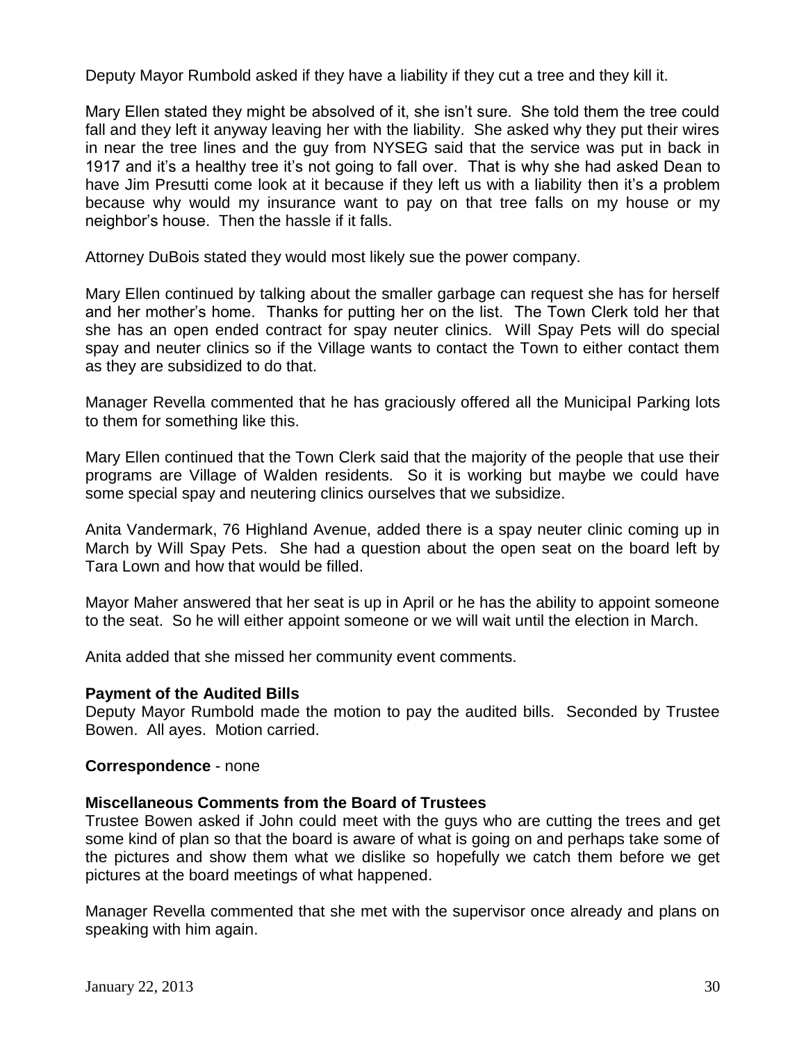Deputy Mayor Rumbold asked if they have a liability if they cut a tree and they kill it.

Mary Ellen stated they might be absolved of it, she isn't sure. She told them the tree could fall and they left it anyway leaving her with the liability. She asked why they put their wires in near the tree lines and the guy from NYSEG said that the service was put in back in 1917 and it's a healthy tree it's not going to fall over. That is why she had asked Dean to have Jim Presutti come look at it because if they left us with a liability then it's a problem because why would my insurance want to pay on that tree falls on my house or my neighbor's house. Then the hassle if it falls.

Attorney DuBois stated they would most likely sue the power company.

Mary Ellen continued by talking about the smaller garbage can request she has for herself and her mother's home. Thanks for putting her on the list. The Town Clerk told her that she has an open ended contract for spay neuter clinics. Will Spay Pets will do special spay and neuter clinics so if the Village wants to contact the Town to either contact them as they are subsidized to do that.

Manager Revella commented that he has graciously offered all the Municipal Parking lots to them for something like this.

Mary Ellen continued that the Town Clerk said that the majority of the people that use their programs are Village of Walden residents. So it is working but maybe we could have some special spay and neutering clinics ourselves that we subsidize.

Anita Vandermark, 76 Highland Avenue, added there is a spay neuter clinic coming up in March by Will Spay Pets. She had a question about the open seat on the board left by Tara Lown and how that would be filled.

Mayor Maher answered that her seat is up in April or he has the ability to appoint someone to the seat. So he will either appoint someone or we will wait until the election in March.

Anita added that she missed her community event comments.

**Payment of the Audited Bills**
Deputy Mayor Rumbold made the motion to pay the audited bills. Seconded by Trustee Bowen. All ayes. Motion carried.

**Correspondence** - none

**Miscellaneous Comments from the Board of Trustees**
Trustee Bowen asked if John could meet with the guys who are cutting the trees and get some kind of plan so that the board is aware of what is going on and perhaps take some of the pictures and show them what we dislike so hopefully we catch them before we get pictures at the board meetings of what happened.

Manager Revella commented that she met with the supervisor once already and plans on speaking with him again.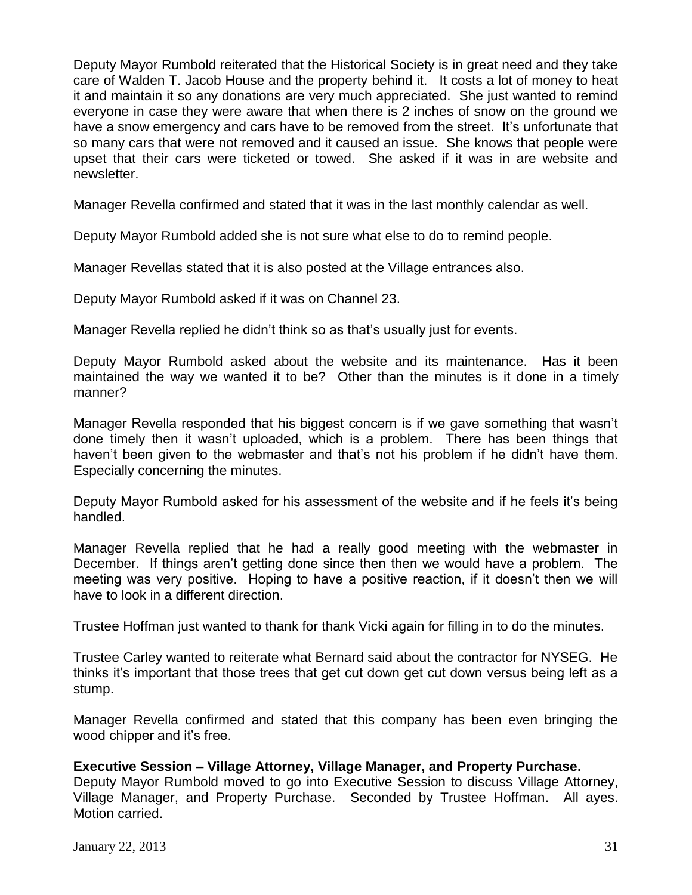Deputy Mayor Rumbold reiterated that the Historical Society is in great need and they take care of Walden T. Jacob House and the property behind it. It costs a lot of money to heat it and maintain it so any donations are very much appreciated. She just wanted to remind everyone in case they were aware that when there is 2 inches of snow on the ground we have a snow emergency and cars have to be removed from the street. It's unfortunate that so many cars that were not removed and it caused an issue. She knows that people were upset that their cars were ticketed or towed. She asked if it was in are website and newsletter.

Manager Revella confirmed and stated that it was in the last monthly calendar as well.

Deputy Mayor Rumbold added she is not sure what else to do to remind people.

Manager Revellas stated that it is also posted at the Village entrances also.

Deputy Mayor Rumbold asked if it was on Channel 23.

Manager Revella replied he didn't think so as that's usually just for events.

Deputy Mayor Rumbold asked about the website and its maintenance. Has it been maintained the way we wanted it to be? Other than the minutes is it done in a timely manner?

Manager Revella responded that his biggest concern is if we gave something that wasn't done timely then it wasn't uploaded, which is a problem. There has been things that haven't been given to the webmaster and that's not his problem if he didn't have them. Especially concerning the minutes.

Deputy Mayor Rumbold asked for his assessment of the website and if he feels it's being handled.

Manager Revella replied that he had a really good meeting with the webmaster in December. If things aren't getting done since then then we would have a problem. The meeting was very positive. Hoping to have a positive reaction, if it doesn't then we will have to look in a different direction.

Trustee Hoffman just wanted to thank for thank Vicki again for filling in to do the minutes.

Trustee Carley wanted to reiterate what Bernard said about the contractor for NYSEG. He thinks it's important that those trees that get cut down get cut down versus being left as a stump.

Manager Revella confirmed and stated that this company has been even bringing the wood chipper and it's free.

**Executive Session – Village Attorney, Village Manager, and Property Purchase.**
Deputy Mayor Rumbold moved to go into Executive Session to discuss Village Attorney, Village Manager, and Property Purchase. Seconded by Trustee Hoffman. All ayes. Motion carried.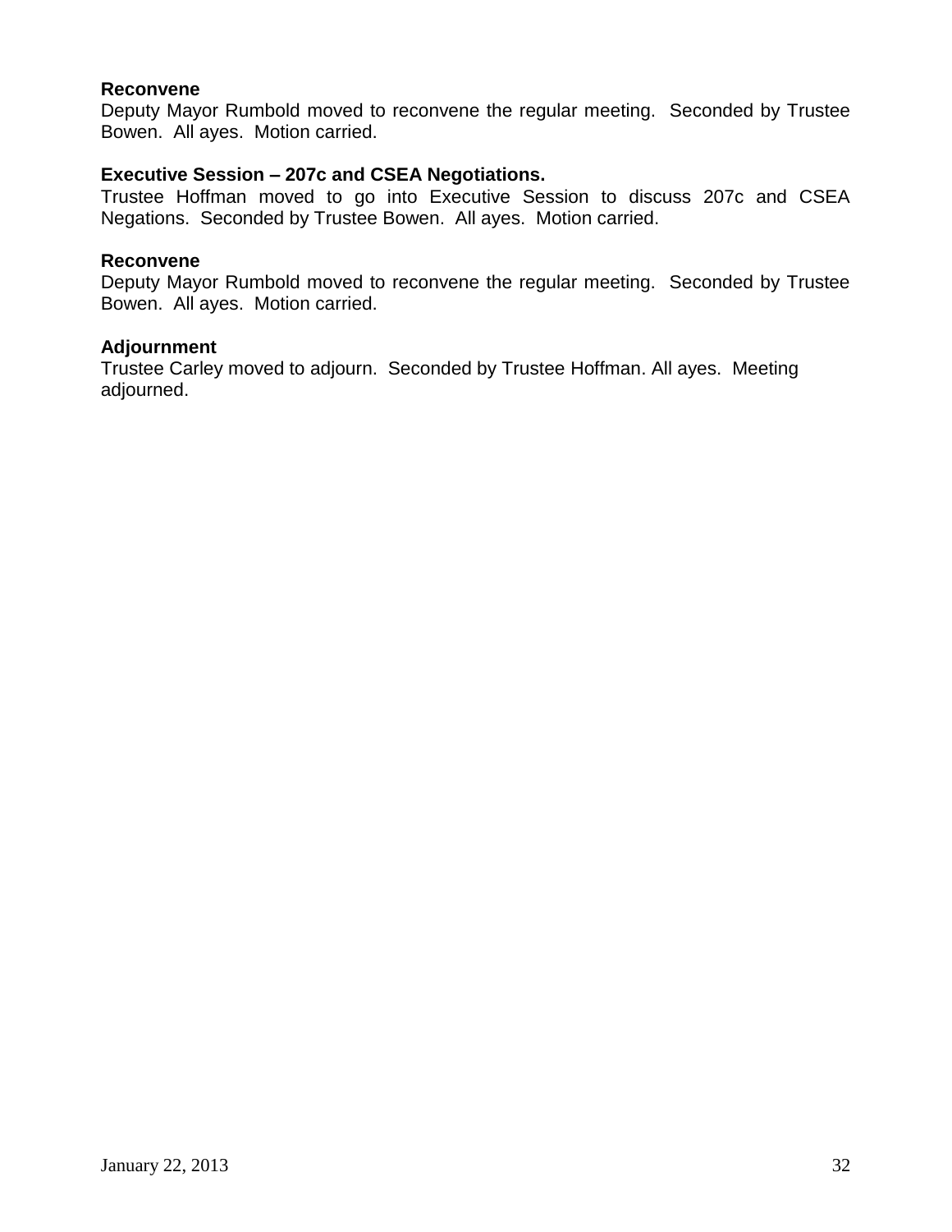**Reconvene**

Deputy Mayor Rumbold moved to reconvene the regular meeting. Seconded by Trustee Bowen. All ayes. Motion carried.

**Executive Session – 207c and CSEA Negotiations.**

Trustee Hoffman moved to go into Executive Session to discuss 207c and CSEA Negations. Seconded by Trustee Bowen. All ayes. Motion carried.

**Reconvene**

Deputy Mayor Rumbold moved to reconvene the regular meeting. Seconded by Trustee Bowen. All ayes. Motion carried.

**Adjournment**

Trustee Carley moved to adjourn. Seconded by Trustee Hoffman. All ayes. Meeting adjourned.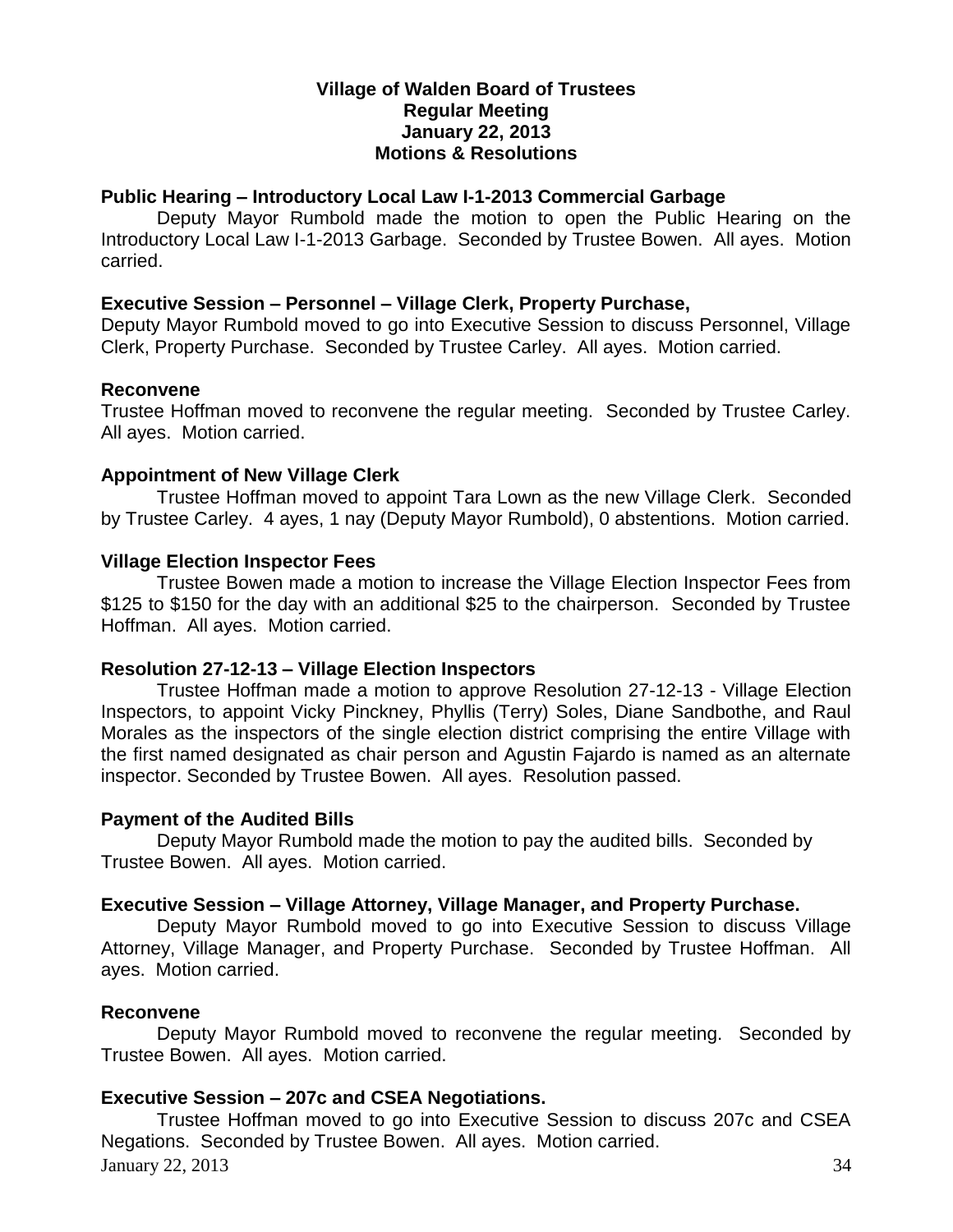**Village of Walden Board of Trustees**
**Regular Meeting**
**January 22, 2013**
**Motions & Resolutions**

**Public Hearing – Introductory Local Law I-1-2013 Commercial Garbage**

Deputy Mayor Rumbold made the motion to open the Public Hearing on the Introductory Local Law I-1-2013 Garbage. Seconded by Trustee Bowen. All ayes. Motion carried.

**Executive Session – Personnel – Village Clerk, Property Purchase,**

Deputy Mayor Rumbold moved to go into Executive Session to discuss Personnel, Village Clerk, Property Purchase. Seconded by Trustee Carley. All ayes. Motion carried.

**Reconvene**

Trustee Hoffman moved to reconvene the regular meeting. Seconded by Trustee Carley. All ayes. Motion carried.

**Appointment of New Village Clerk**

Trustee Hoffman moved to appoint Tara Lown as the new Village Clerk. Seconded by Trustee Carley. 4 ayes, 1 nay (Deputy Mayor Rumbold), 0 abstentions. Motion carried.

**Village Election Inspector Fees**

Trustee Bowen made a motion to increase the Village Election Inspector Fees from $125 to $150 for the day with an additional $25 to the chairperson. Seconded by Trustee Hoffman. All ayes. Motion carried.

**Resolution 27-12-13 – Village Election Inspectors**

Trustee Hoffman made a motion to approve Resolution 27-12-13 - Village Election Inspectors, to appoint Vicky Pinckney, Phyllis (Terry) Soles, Diane Sandbothe, and Raul Morales as the inspectors of the single election district comprising the entire Village with the first named designated as chair person and Agustin Fajardo is named as an alternate inspector. Seconded by Trustee Bowen. All ayes. Resolution passed.

**Payment of the Audited Bills**

Deputy Mayor Rumbold made the motion to pay the audited bills. Seconded by Trustee Bowen. All ayes. Motion carried.

**Executive Session – Village Attorney, Village Manager, and Property Purchase.**

Deputy Mayor Rumbold moved to go into Executive Session to discuss Village Attorney, Village Manager, and Property Purchase. Seconded by Trustee Hoffman. All ayes. Motion carried.

**Reconvene**

Deputy Mayor Rumbold moved to reconvene the regular meeting. Seconded by Trustee Bowen. All ayes. Motion carried.

**Executive Session – 207c and CSEA Negotiations.**

Trustee Hoffman moved to go into Executive Session to discuss 207c and CSEA Negations. Seconded by Trustee Bowen. All ayes. Motion carried.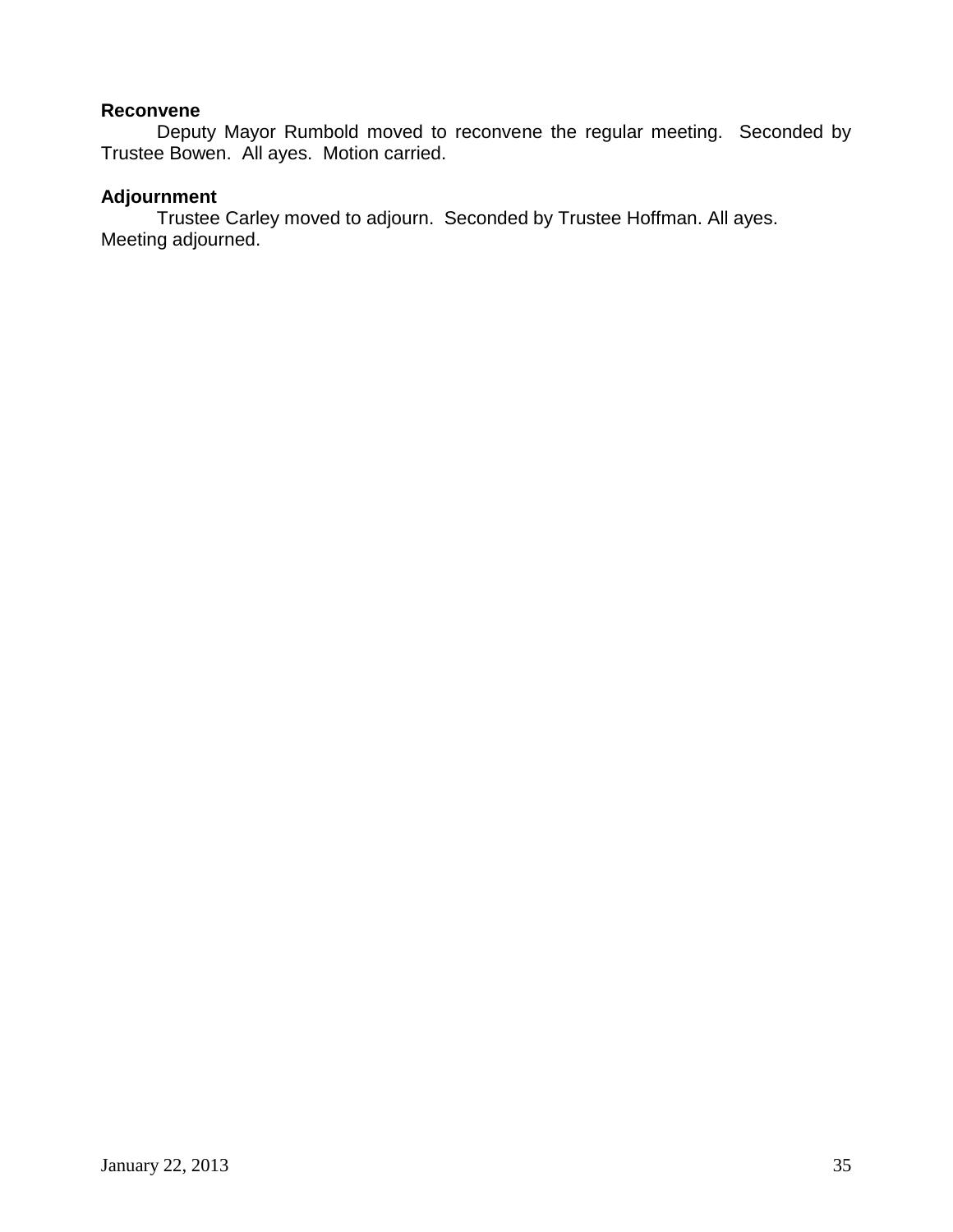**Reconvene**

Deputy Mayor Rumbold moved to reconvene the regular meeting. Seconded by Trustee Bowen. All ayes. Motion carried.

**Adjournment**

Trustee Carley moved to adjourn. Seconded by Trustee Hoffman. All ayes. Meeting adjourned.